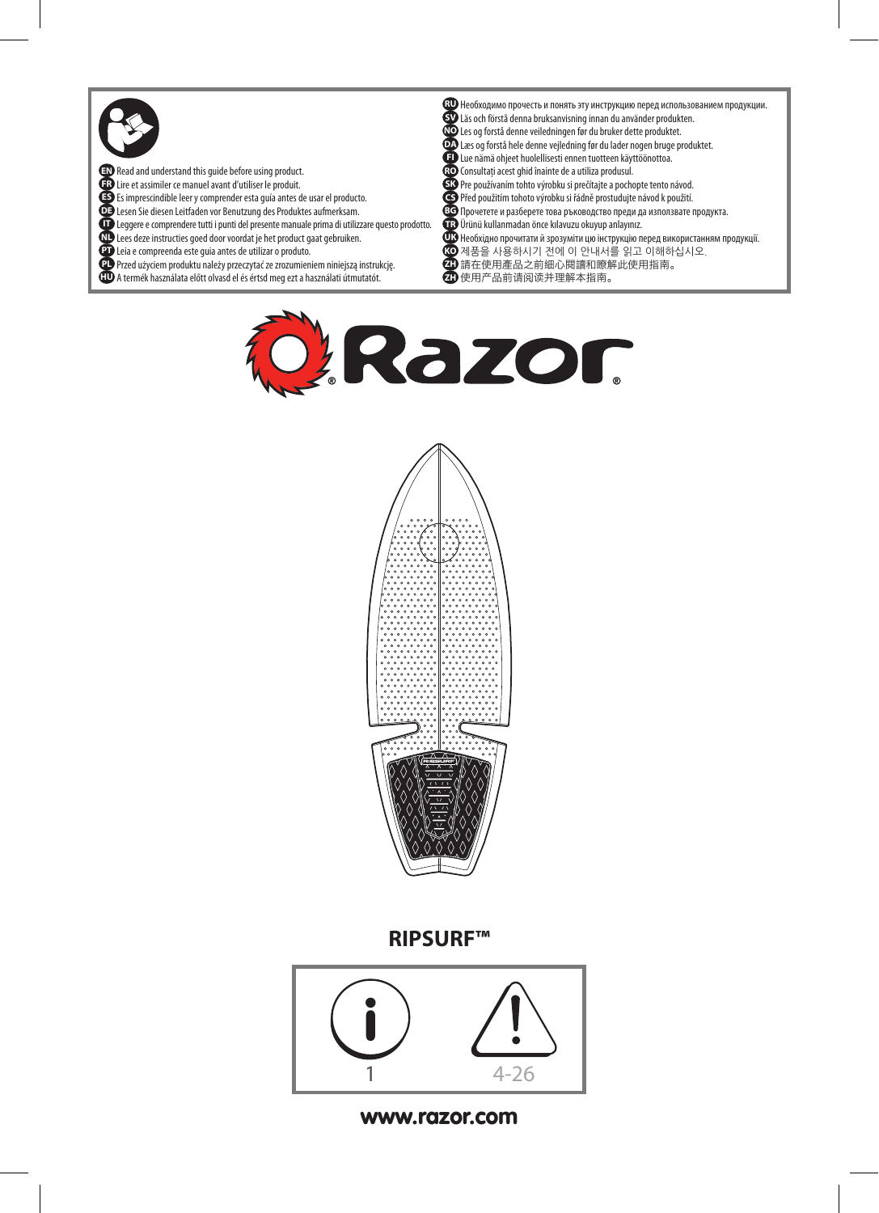**EN** Read and understand this guide before using product.
**FR** Lire et assimiler ce manuel avant d'utiliser le produit.
**ES** Es imprescindible leer y comprender esta guía antes de usar el producto.
**DE** Lesen Sie diesen Leitfaden vor Benutzung des Produktes aufmerksam.
**IT** Leggere e comprendere tutti i punti del presente manuale prima di utilizzare questo prodotto.
**NL** Lees deze instructies goed door voordat je het product gaat gebruiken.
**PT** Leia e compreenda este guia antes de utilizar o produto.
**PL** Przed użyciem produktu należy przeczytać ze zrozumieniem niniejszą instrukcję.
**HU** A termék használata előtt olvasd el és értsd meg ezt a használati útmutatót.
**RU** Необходимо прочесть и понять эту инструкцию перед использованием продукции.
**SV** Läs och förstå denna bruksanvisning innan du använder produkten.
**NO** Les og forstå denne veiledningen før du bruker dette produktet.
**DA** Læs og forstå hele denne vejledning før du lader nogen bruge produktet.
**FI** Lue nämä ohjeet huolellisesti ennen tuotteen käyttöönottoa.
**RO** Consultați acest ghid înainte de a utiliza produsul.
**SK** Pre používaním tohto výrobku si prečítajte a pochopte tento návod.
**CS** Před použitím tohoto výrobku si řádně prostudujte návod k použití.
**BG** Прочетете и разберете това ръководство преди да използвате продукта.
**TR** Ürünü kullanmadan önce kılavuzu okuyup anlayınız.
**UK** Необхідно прочитати й зрозуміти цю інструкцію перед використанням продукції.
**KO** 제품을 사용하시기 전에 이 안내서를 읽고 이해하십시오.
**ZH** 請在使用產品之前細心閱讀和瞭解此使用指南。
**ZH** 使用产品前请阅读并理解本指南。

# Razor®

## RIPSURF™

1 | 4-26

www.razor.com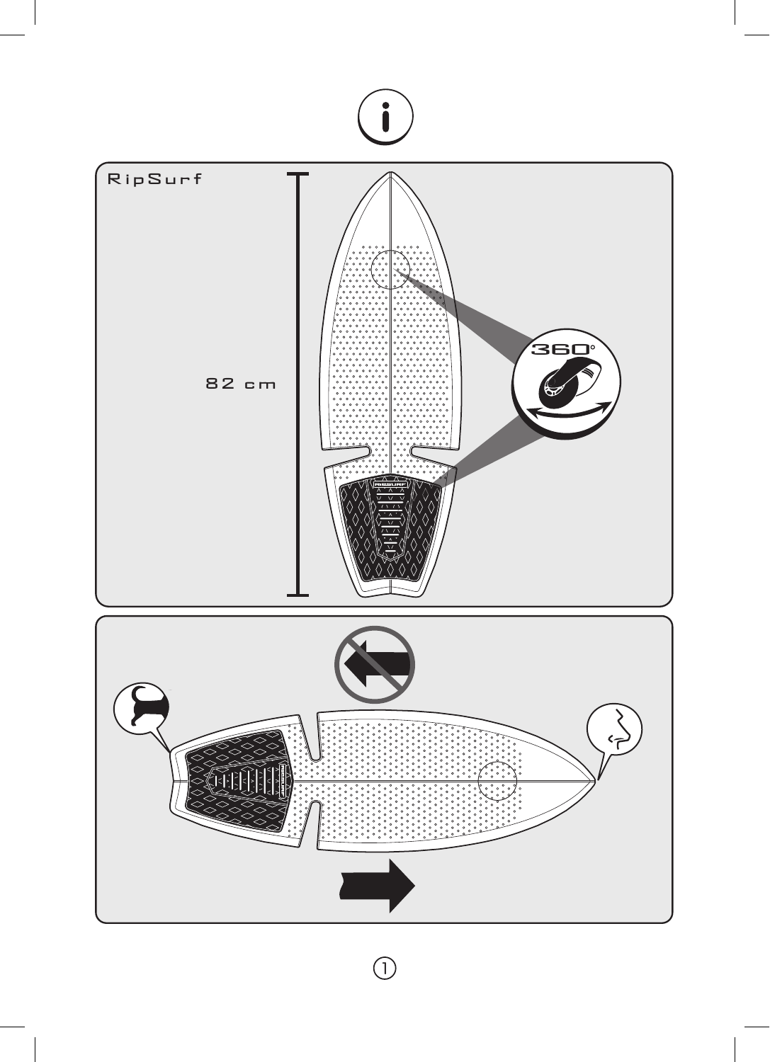RipSurf

82 cm

360°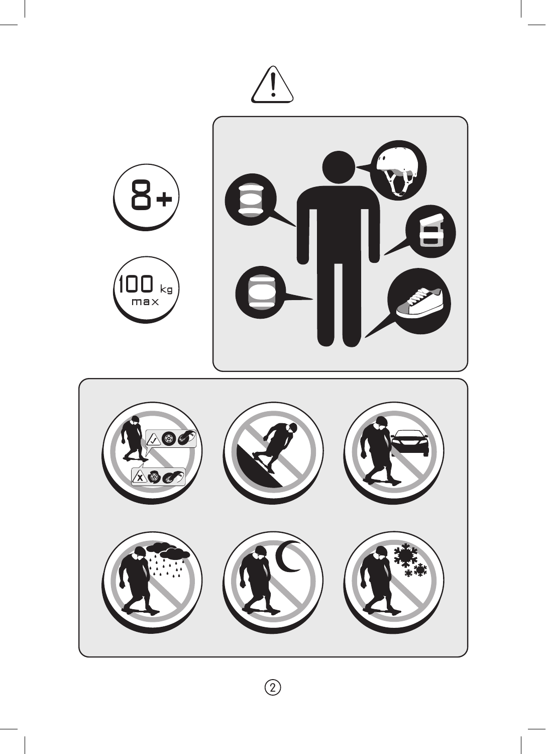8+

100 kg max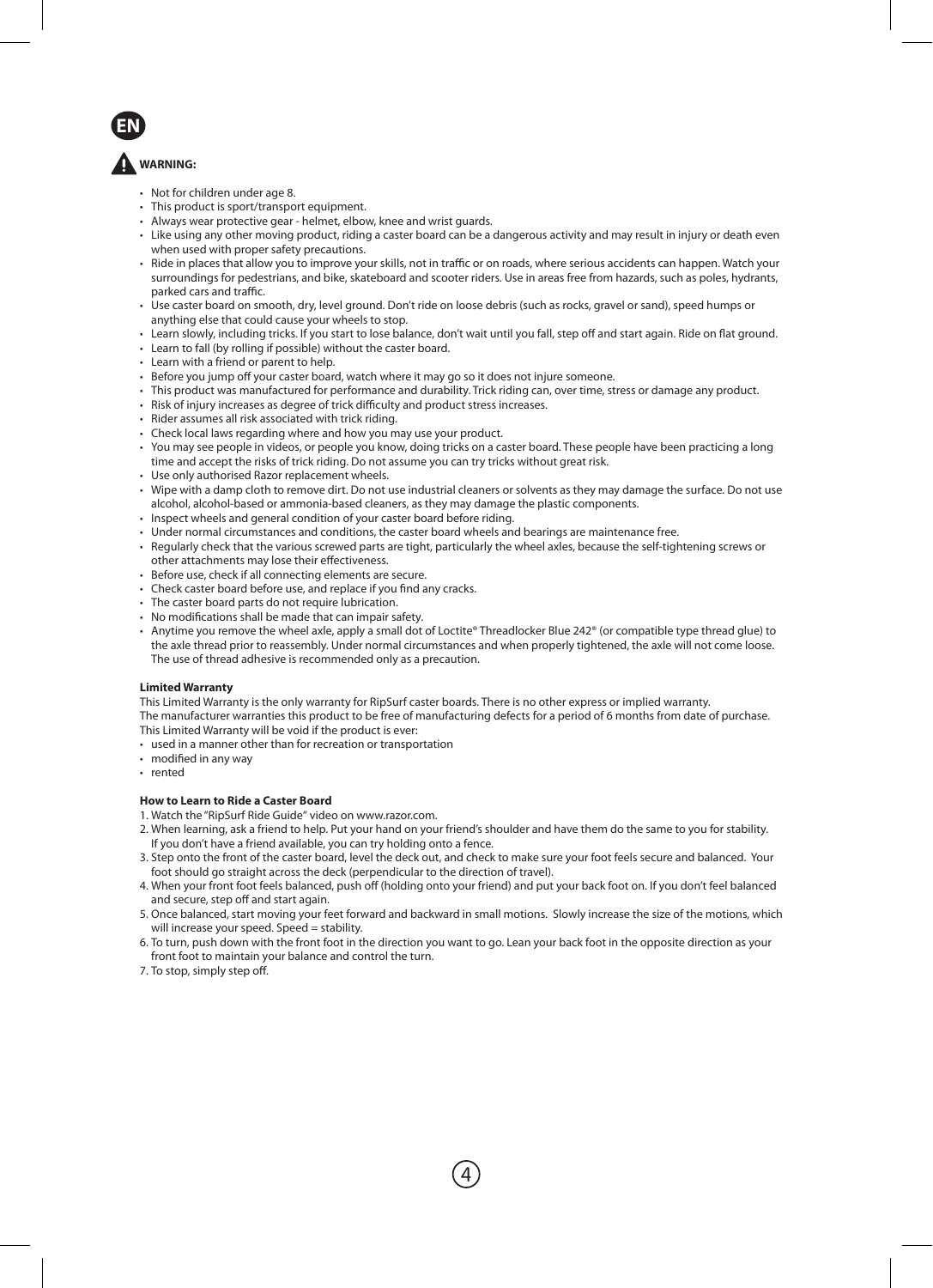EN

**WARNING:**

- Not for children under age 8.
- This product is sport/transport equipment.
- Always wear protective gear - helmet, elbow, knee and wrist guards.
- Like using any other moving product, riding a caster board can be a dangerous activity and may result in injury or death even when used with proper safety precautions.
- Ride in places that allow you to improve your skills, not in traffic or on roads, where serious accidents can happen. Watch your surroundings for pedestrians, and bike, skateboard and scooter riders. Use in areas free from hazards, such as poles, hydrants, parked cars and traffic.
- Use caster board on smooth, dry, level ground. Don't ride on loose debris (such as rocks, gravel or sand), speed humps or anything else that could cause your wheels to stop.
- Learn slowly, including tricks. If you start to lose balance, don't wait until you fall, step off and start again. Ride on flat ground.
- Learn to fall (by rolling if possible) without the caster board.
- Learn with a friend or parent to help.
- Before you jump off your caster board, watch where it may go so it does not injure someone.
- This product was manufactured for performance and durability. Trick riding can, over time, stress or damage any product.
- Risk of injury increases as degree of trick difficulty and product stress increases.
- Rider assumes all risk associated with trick riding.
- Check local laws regarding where and how you may use your product.
- You may see people in videos, or people you know, doing tricks on a caster board. These people have been practicing a long time and accept the risks of trick riding. Do not assume you can try tricks without great risk.
- Use only authorised Razor replacement wheels.
- Wipe with a damp cloth to remove dirt. Do not use industrial cleaners or solvents as they may damage the surface. Do not use alcohol, alcohol-based or ammonia-based cleaners, as they may damage the plastic components.
- Inspect wheels and general condition of your caster board before riding.
- Under normal circumstances and conditions, the caster board wheels and bearings are maintenance free.
- Regularly check that the various screwed parts are tight, particularly the wheel axles, because the self-tightening screws or other attachments may lose their effectiveness.
- Before use, check if all connecting elements are secure.
- Check caster board before use, and replace if you find any cracks.
- The caster board parts do not require lubrication.
- No modifications shall be made that can impair safety.
- Anytime you remove the wheel axle, apply a small dot of Loctite® Threadlocker Blue 242® (or compatible type thread glue) to the axle thread prior to reassembly. Under normal circumstances and when properly tightened, the axle will not come loose. The use of thread adhesive is recommended only as a precaution.

**Limited Warranty**

This Limited Warranty is the only warranty for RipSurf caster boards. There is no other express or implied warranty.
The manufacturer warranties this product to be free of manufacturing defects for a period of 6 months from date of purchase.
This Limited Warranty will be void if the product is ever:

- used in a manner other than for recreation or transportation
- modified in any way
- rented

**How to Learn to Ride a Caster Board**

1. Watch the "RipSurf Ride Guide" video on www.razor.com.
2. When learning, ask a friend to help. Put your hand on your friend's shoulder and have them do the same to you for stability. If you don't have a friend available, you can try holding onto a fence.
3. Step onto the front of the caster board, level the deck out, and check to make sure your foot feels secure and balanced. Your foot should go straight across the deck (perpendicular to the direction of travel).
4. When your front foot feels balanced, push off (holding onto your friend) and put your back foot on. If you don't feel balanced and secure, step off and start again.
5. Once balanced, start moving your feet forward and backward in small motions. Slowly increase the size of the motions, which will increase your speed. Speed = stability.
6. To turn, push down with the front foot in the direction you want to go. Lean your back foot in the opposite direction as your front foot to maintain your balance and control the turn.
7. To stop, simply step off.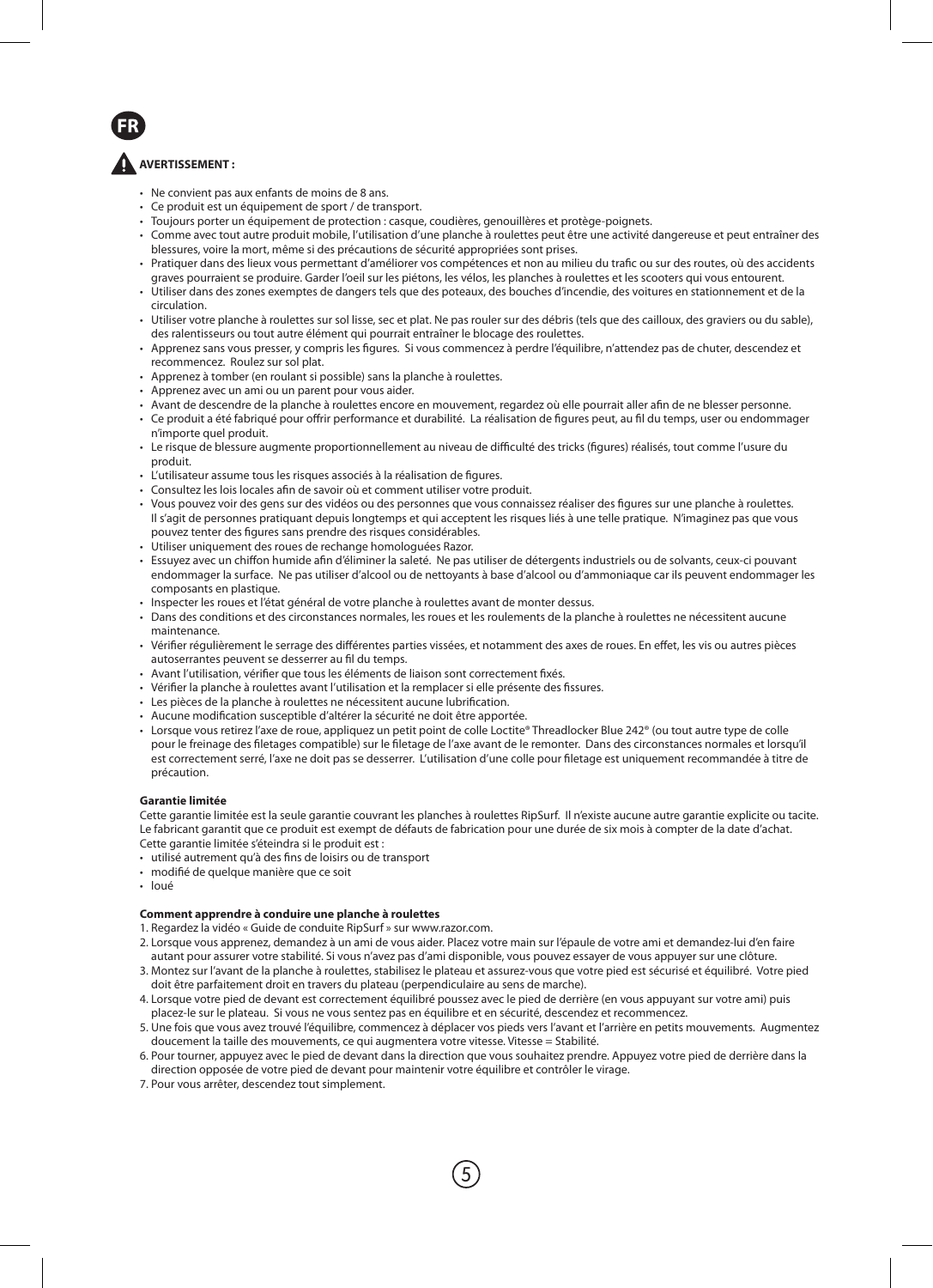**FR**

**AVERTISSEMENT :**

- Ne convient pas aux enfants de moins de 8 ans.
- Ce produit est un équipement de sport / de transport.
- Toujours porter un équipement de protection : casque, coudières, genouillères et protège-poignets.
- Comme avec tout autre produit mobile, l'utilisation d'une planche à roulettes peut être une activité dangereuse et peut entraîner des blessures, voire la mort, même si des précautions de sécurité appropriées sont prises.
- Pratiquer dans des lieux vous permettant d'améliorer vos compétences et non au milieu du trafic ou sur des routes, où des accidents graves pourraient se produire. Garder l'oeil sur les piétons, les vélos, les planches à roulettes et les scooters qui vous entourent.
- Utiliser dans des zones exemptes de dangers tels que des poteaux, des bouches d'incendie, des voitures en stationnement et de la circulation.
- Utiliser votre planche à roulettes sur sol lisse, sec et plat. Ne pas rouler sur des débris (tels que des cailloux, des graviers ou du sable), des ralentisseurs ou tout autre élément qui pourrait entraîner le blocage des roulettes.
- Apprenez sans vous presser, y compris les figures. Si vous commencez à perdre l'équilibre, n'attendez pas de chuter, descendez et recommencez. Roulez sur sol plat.
- Apprenez à tomber (en roulant si possible) sans la planche à roulettes.
- Apprenez avec un ami ou un parent pour vous aider.
- Avant de descendre de la planche à roulettes encore en mouvement, regardez où elle pourrait aller afin de ne blesser personne.
- Ce produit a été fabriqué pour offrir performance et durabilité. La réalisation de figures peut, au fil du temps, user ou endommager n'importe quel produit.
- Le risque de blessure augmente proportionnellement au niveau de difficulté des tricks (figures) réalisés, tout comme l'usure du produit.
- L'utilisateur assume tous les risques associés à la réalisation de figures.
- Consultez les lois locales afin de savoir où et comment utiliser votre produit.
- Vous pouvez voir des gens sur des vidéos ou des personnes que vous connaissez réaliser des figures sur une planche à roulettes. Il s'agit de personnes pratiquant depuis longtemps et qui acceptent les risques liés à une telle pratique. N'imaginez pas que vous pouvez tenter des figures sans prendre des risques considérables.
- Utiliser uniquement des roues de rechange homologuées Razor.
- Essuyez avec un chiffon humide afin d'éliminer la saleté. Ne pas utiliser de détergents industriels ou de solvants, ceux-ci pouvant endommager la surface. Ne pas utiliser d'alcool ou de nettoyants à base d'alcool ou d'ammoniaque car ils peuvent endommager les composants en plastique.
- Inspecter les roues et l'état général de votre planche à roulettes avant de monter dessus.
- Dans des conditions et des circonstances normales, les roues et les roulements de la planche à roulettes ne nécessitent aucune maintenance.
- Vérifier régulièrement le serrage des différentes parties vissées, et notamment des axes de roues. En effet, les vis ou autres pièces autoserrantes peuvent se desserrer au fil du temps.
- Avant l'utilisation, vérifier que tous les éléments de liaison sont correctement fixés.
- Vérifier la planche à roulettes avant l'utilisation et la remplacer si elle présente des fissures.
- Les pièces de la planche à roulettes ne nécessitent aucune lubrification.
- Aucune modification susceptible d'altérer la sécurité ne doit être apportée.
- Lorsque vous retirez l'axe de roue, appliquez un petit point de colle Loctite® Threadlocker Blue 242® (ou tout autre type de colle pour le freinage des filetages compatible) sur le filetage de l'axe avant de le remonter. Dans des circonstances normales et lorsqu'il est correctement serré, l'axe ne doit pas se desserrer. L'utilisation d'une colle pour filetage est uniquement recommandée à titre de précaution.

**Garantie limitée**

Cette garantie limitée est la seule garantie couvrant les planches à roulettes RipSurf. Il n'existe aucune autre garantie explicite ou tacite. Le fabricant garantit que ce produit est exempt de défauts de fabrication pour une durée de six mois à compter de la date d'achat. Cette garantie limitée s'éteindra si le produit est :

- utilisé autrement qu'à des fins de loisirs ou de transport
- modifié de quelque manière que ce soit
- loué

**Comment apprendre à conduire une planche à roulettes**

1. Regardez la vidéo « Guide de conduite RipSurf » sur www.razor.com.
2. Lorsque vous apprenez, demandez à un ami de vous aider. Placez votre main sur l'épaule de votre ami et demandez-lui d'en faire autant pour assurer votre stabilité. Si vous n'avez pas d'ami disponible, vous pouvez essayer de vous appuyer sur une clôture.
3. Montez sur l'avant de la planche à roulettes, stabilisez le plateau et assurez-vous que votre pied est sécurisé et équilibré. Votre pied doit être parfaitement droit en travers du plateau (perpendiculaire au sens de marche).
4. Lorsque votre pied de devant est correctement équilibré poussez avec le pied de derrière (en vous appuyant sur votre ami) puis placez-le sur le plateau. Si vous ne vous sentez pas en équilibre et en sécurité, descendez et recommencez.
5. Une fois que vous avez trouvé l'équilibre, commencez à déplacer vos pieds vers l'avant et l'arrière en petits mouvements. Augmentez doucement la taille des mouvements, ce qui augmentera votre vitesse. Vitesse = Stabilité.
6. Pour tourner, appuyez avec le pied de devant dans la direction que vous souhaitez prendre. Appuyez votre pied de derrière dans la direction opposée de votre pied de devant pour maintenir votre équilibre et contrôler le virage.
7. Pour vous arrêter, descendez tout simplement.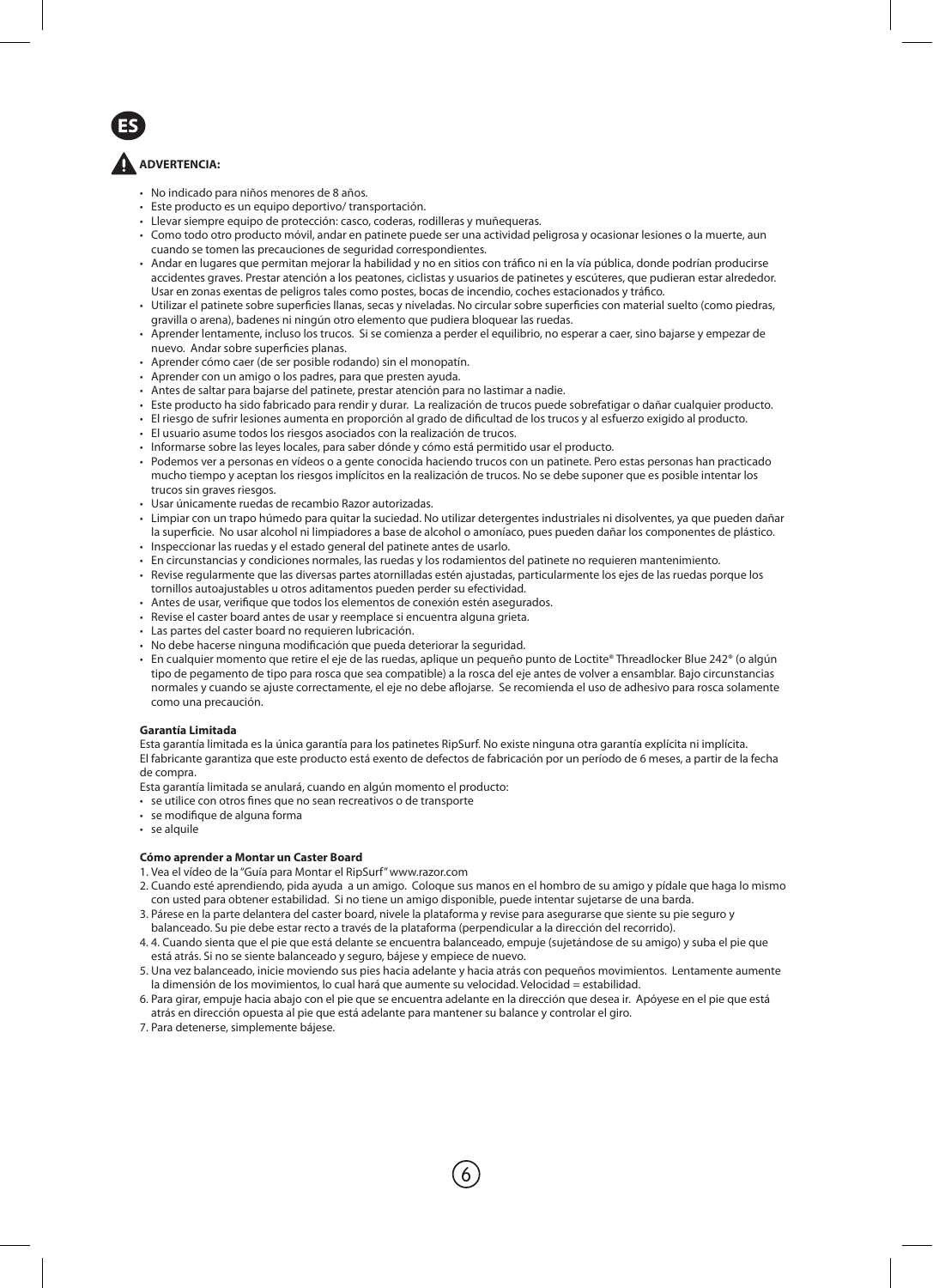**ES**

## ⚠ ADVERTENCIA:

- No indicado para niños menores de 8 años.
- Este producto es un equipo deportivo/ transportación.
- Llevar siempre equipo de protección: casco, coderas, rodilleras y muñequeras.
- Como todo otro producto móvil, andar en patinete puede ser una actividad peligrosa y ocasionar lesiones o la muerte, aun cuando se tomen las precauciones de seguridad correspondientes.
- Andar en lugares que permitan mejorar la habilidad y no en sitios con tráfico ni en la vía pública, donde podrían producirse accidentes graves. Prestar atención a los peatones, ciclistas y usuarios de patinetes y escúteres, que pudieran estar alrededor. Usar en zonas exentas de peligros tales como postes, bocas de incendio, coches estacionados y tráfico.
- Utilizar el patinete sobre superficies llanas, secas y niveladas. No circular sobre superficies con material suelto (como piedras, gravilla o arena), badenes ni ningún otro elemento que pudiera bloquear las ruedas.
- Aprender lentamente, incluso los trucos. Si se comienza a perder el equilibrio, no esperar a caer, sino bajarse y empezar de nuevo. Andar sobre superficies planas.
- Aprender cómo caer (de ser posible rodando) sin el monopatín.
- Aprender con un amigo o los padres, para que presten ayuda.
- Antes de saltar para bajarse del patinete, prestar atención para no lastimar a nadie.
- Este producto ha sido fabricado para rendir y durar. La realización de trucos puede sobrefatigar o dañar cualquier producto.
- El riesgo de sufrir lesiones aumenta en proporción al grado de dificultad de los trucos y al esfuerzo exigido al producto.
- El usuario asume todos los riesgos asociados con la realización de trucos.
- Informarse sobre las leyes locales, para saber dónde y cómo está permitido usar el producto.
- Podemos ver a personas en vídeos o a gente conocida haciendo trucos con un patinete. Pero estas personas han practicado mucho tiempo y aceptan los riesgos implícitos en la realización de trucos. No se debe suponer que es posible intentar los trucos sin graves riesgos.
- Usar únicamente ruedas de recambio Razor autorizadas.
- Limpiar con un trapo húmedo para quitar la suciedad. No utilizar detergentes industriales ni disolventes, ya que pueden dañar la superficie. No usar alcohol ni limpiadores a base de alcohol o amoníaco, pues pueden dañar los componentes de plástico.
- Inspeccionar las ruedas y el estado general del patinete antes de usarlo.
- En circunstancias y condiciones normales, las ruedas y los rodamientos del patinete no requieren mantenimiento.
- Revise regularmente que las diversas partes atornilladas estén ajustadas, particularmente los ejes de las ruedas porque los tornillos autoajustables u otros aditamentos pueden perder su efectividad.
- Antes de usar, verifique que todos los elementos de conexión estén asegurados.
- Revise el caster board antes de usar y reemplace si encuentra alguna grieta.
- Las partes del caster board no requieren lubricación.
- No debe hacerse ninguna modificación que pueda deteriorar la seguridad.
- En cualquier momento que retire el eje de las ruedas, aplique un pequeño punto de Loctite® Threadlocker Blue 242® (o algún tipo de pegamento de tipo para rosca que sea compatible) a la rosca del eje antes de volver a ensamblar. Bajo circunstancias normales y cuando se ajuste correctamente, el eje no debe aflojarse. Se recomienda el uso de adhesivo para rosca solamente como una precaución.

**Garantía Limitada**

Esta garantía limitada es la única garantía para los patinetes RipSurf. No existe ninguna otra garantía explícita ni implícita.
El fabricante garantiza que este producto está exento de defectos de fabricación por un período de 6 meses, a partir de la fecha de compra.
Esta garantía limitada se anulará, cuando en algún momento el producto:

- se utilice con otros fines que no sean recreativos o de transporte
- se modifique de alguna forma
- se alquile

**Cómo aprender a Montar un Caster Board**

1. Vea el vídeo de la "Guía para Montar el RipSurf" www.razor.com
2. Cuando esté aprendiendo, pida ayuda a un amigo. Coloque sus manos en el hombro de su amigo y pídale que haga lo mismo con usted para obtener estabilidad. Si no tiene un amigo disponible, puede intentar sujetarse de una barda.
3. Párese en la parte delantera del caster board, nivele la plataforma y revise para asegurarse que siente su pie seguro y balanceado. Su pie debe estar recto a través de la plataforma (perpendicular a la dirección del recorrido).
4. 4. Cuando sienta que el pie que está delante se encuentra balanceado, empuje (sujetándose de su amigo) y suba el pie que está atrás. Si no se siente balanceado y seguro, bájese y empiece de nuevo.
5. Una vez balanceado, inicie moviendo sus pies hacia adelante y hacia atrás con pequeños movimientos. Lentamente aumente la dimensión de los movimientos, lo cual hará que aumente su velocidad. Velocidad = estabilidad.
6. Para girar, empuje hacia abajo con el pie que se encuentra adelante en la dirección que desea ir. Apóyese en el pie que está atrás en dirección opuesta al pie que está adelante para mantener su balance y controlar el giro.
7. Para detenerse, simplemente bájese.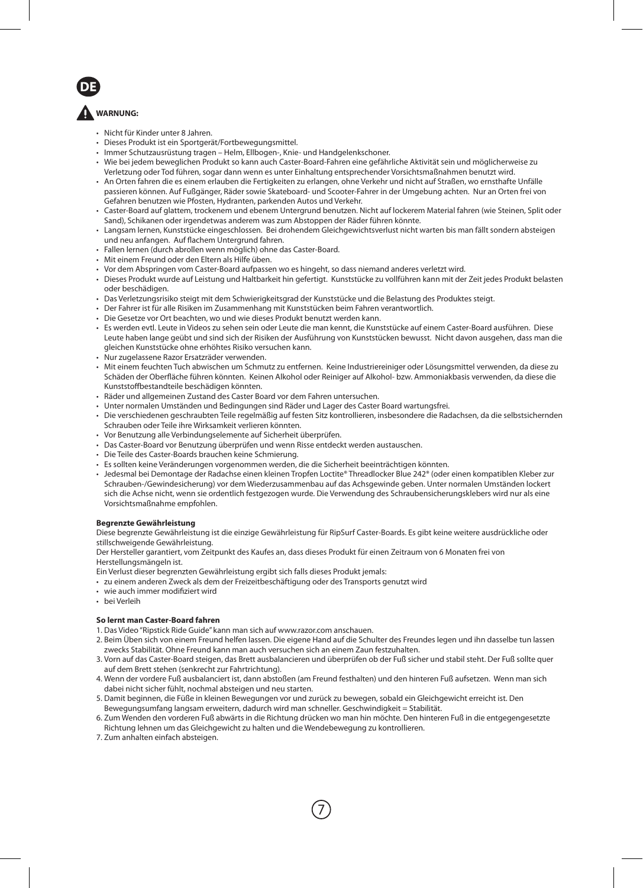# DE

**WARNUNG:**

- Nicht für Kinder unter 8 Jahren.
- Dieses Produkt ist ein Sportgerät/Fortbewegungsmittel.
- Immer Schutzausrüstung tragen – Helm, Ellbogen-, Knie- und Handgelenkschoner.
- Wie bei jedem beweglichen Produkt so kann auch Caster-Board-Fahren eine gefährliche Aktivität sein und möglicherweise zu Verletzung oder Tod führen, sogar dann wenn es unter Einhaltung entsprechender Vorsichtsmaßnahmen benutzt wird.
- An Orten fahren die es einem erlauben die Fertigkeiten zu erlangen, ohne Verkehr und nicht auf Straßen, wo ernsthafte Unfälle passieren können. Auf Fußgänger, Räder sowie Skateboard- und Scooter-Fahrer in der Umgebung achten. Nur an Orten frei von Gefahren benutzen wie Pfosten, Hydranten, parkenden Autos und Verkehr.
- Caster-Board auf glattem, trockenem und ebenem Untergrund benutzen. Nicht auf lockerem Material fahren (wie Steinen, Split oder Sand), Schikanen oder irgendetwas anderem was zum Abstoppen der Räder führen könnte.
- Langsam lernen, Kunststücke eingeschlossen. Bei drohendem Gleichgewichtsverlust nicht warten bis man fällt sondern absteigen und neu anfangen. Auf flachem Untergrund fahren.
- Fallen lernen (durch abrollen wenn möglich) ohne das Caster-Board.
- Mit einem Freund oder den Eltern als Hilfe üben.
- Vor dem Abspringen vom Caster-Board aufpassen wo es hingeht, so dass niemand anderes verletzt wird.
- Dieses Produkt wurde auf Leistung und Haltbarkeit hin gefertigt. Kunststücke zu vollführen kann mit der Zeit jedes Produkt belasten oder beschädigen.
- Das Verletzungsrisiko steigt mit dem Schwierigkeitsgrad der Kunststücke und die Belastung des Produktes steigt.
- Der Fahrer ist für alle Risiken im Zusammenhang mit Kunststücken beim Fahren verantwortlich.
- Die Gesetze vor Ort beachten, wo und wie dieses Produkt benutzt werden kann.
- Es werden evtl. Leute in Videos zu sehen sein oder Leute die man kennt, die Kunststücke auf einem Caster-Board ausführen. Diese Leute haben lange geübt und sind sich der Risiken der Ausführung von Kunststücken bewusst. Nicht davon ausgehen, dass man die gleichen Kunststücke ohne erhöhtes Risiko versuchen kann.
- Nur zugelassene Razor Ersatzräder verwenden.
- Mit einem feuchten Tuch abwischen um Schmutz zu entfernen. Keine Industriereiniger oder Lösungsmittel verwenden, da diese zu Schäden der Oberfläche führen könnten. Keinen Alkohol oder Reiniger auf Alkohol- bzw. Ammoniakbasis verwenden, da diese die Kunststoffbestandteile beschädigen könnten.
- Räder und allgemeinen Zustand des Caster Board vor dem Fahren untersuchen.
- Unter normalen Umständen und Bedingungen sind Räder und Lager des Caster Board wartungsfrei.
- Die verschiedenen geschraubten Teile regelmäßig auf festen Sitz kontrollieren, insbesondere die Radachsen, da die selbstsichernden Schrauben oder Teile ihre Wirksamkeit verlieren könnten.
- Vor Benutzung alle Verbindungselemente auf Sicherheit überprüfen.
- Das Caster-Board vor Benutzung überprüfen und wenn Risse entdeckt werden austauschen.
- Die Teile des Caster-Boards brauchen keine Schmierung.
- Es sollten keine Veränderungen vorgenommen werden, die die Sicherheit beeinträchtigen könnten.
- Jedesmal bei Demontage der Radachse einen kleinen Tropfen Loctite® Threadlocker Blue 242® (oder einen kompatiblen Kleber zur Schrauben-/Gewindesicherung) vor dem Wiederzusammenbau auf das Achsgewinde geben. Unter normalen Umständen lockert sich die Achse nicht, wenn sie ordentlich festgezogen wurde. Die Verwendung des Schraubensicherungsklebers wird nur als eine Vorsichtsmaßnahme empfohlen.

**Begrenzte Gewährleistung**

Diese begrenzte Gewährleistung ist die einzige Gewährleistung für RipSurf Caster-Boards. Es gibt keine weitere ausdrückliche oder stillschweigende Gewährleistung.

Der Hersteller garantiert, vom Zeitpunkt des Kaufes an, dass dieses Produkt für einen Zeitraum von 6 Monaten frei von Herstellungsmängeln ist.

Ein Verlust dieser begrenzten Gewährleistung ergibt sich falls dieses Produkt jemals:

- zu einem anderen Zweck als dem der Freizeitbeschäftigung oder des Transports genutzt wird
- wie auch immer modifiziert wird
- bei Verleih

**So lernt man Caster-Board fahren**

1. Das Video "Ripstick Ride Guide" kann man sich auf www.razor.com anschauen.
2. Beim Üben sich von einem Freund helfen lassen. Die eigene Hand auf die Schulter des Freundes legen und ihn dasselbe tun lassen zwecks Stabilität. Ohne Freund kann man auch versuchen sich an einem Zaun festzuhalten.
3. Vorn auf das Caster-Board steigen, das Brett ausbalancieren und überprüfen ob der Fuß sicher und stabil steht. Der Fuß sollte quer auf dem Brett stehen (senkrecht zur Fahrtrichtung).
4. Wenn der vordere Fuß ausbalanciert ist, dann abstoßen (am Freund festhalten) und den hinteren Fuß aufsetzen. Wenn man sich dabei nicht sicher fühlt, nochmal absteigen und neu starten.
5. Damit beginnen, die Füße in kleinen Bewegungen vor und zurück zu bewegen, sobald ein Gleichgewicht erreicht ist. Den Bewegungsumfang langsam erweitern, dadurch wird man schneller. Geschwindigkeit = Stabilität.
6. Zum Wenden den vorderen Fuß abwärts in die Richtung drücken wo man hin möchte. Den hinteren Fuß in die entgegengesetzte Richtung lehnen um das Gleichgewicht zu halten und die Wendebewegung zu kontrollieren.
7. Zum anhalten einfach absteigen.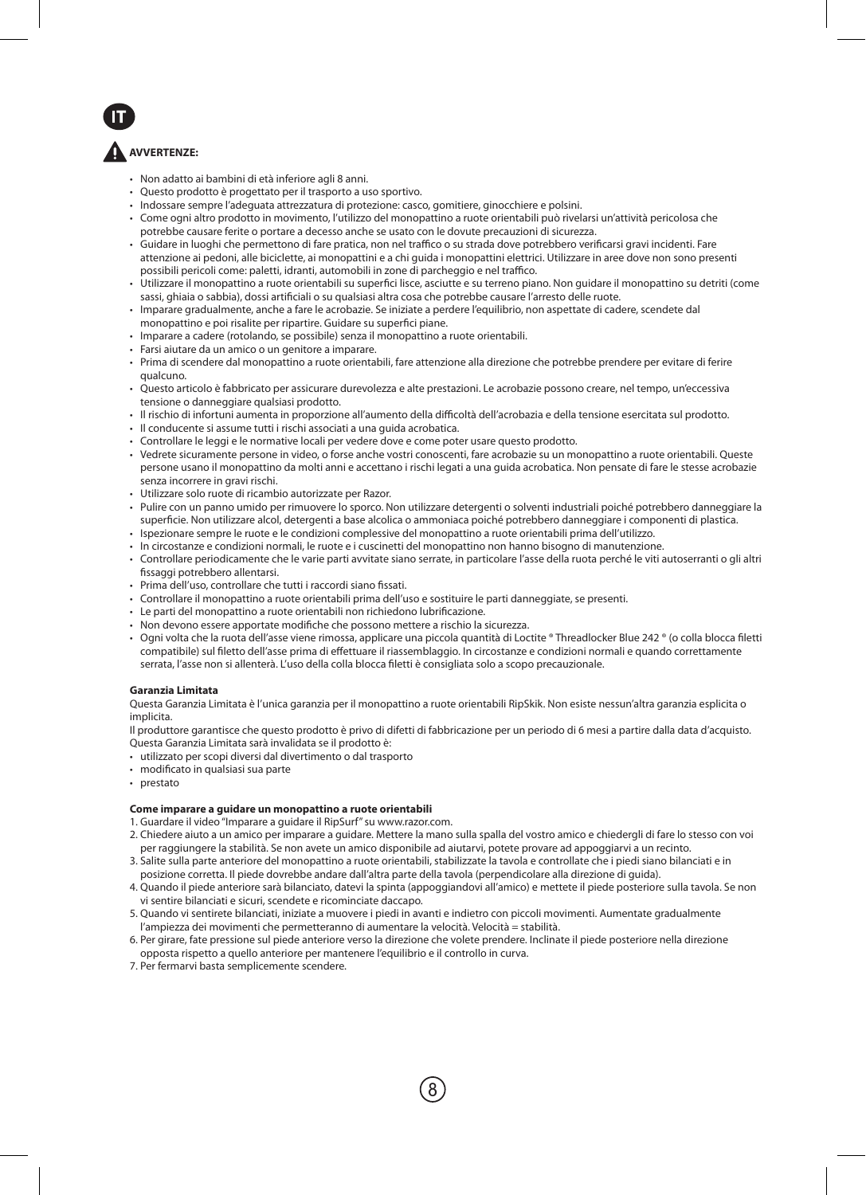IT

## AVVERTENZE:

- Non adatto ai bambini di età inferiore agli 8 anni.
- Questo prodotto è progettato per il trasporto a uso sportivo.
- Indossare sempre l'adeguata attrezzatura di protezione: casco, gomitiere, ginocchiere e polsini.
- Come ogni altro prodotto in movimento, l'utilizzo del monopattino a ruote orientabili può rivelarsi un'attività pericolosa che potrebbe causare ferite o portare a decesso anche se usato con le dovute precauzioni di sicurezza.
- Guidare in luoghi che permettono di fare pratica, non nel traffico o su strada dove potrebbero verificarsi gravi incidenti. Fare attenzione ai pedoni, alle biciclette, ai monopattini e a chi guida i monopattini elettrici. Utilizzare in aree dove non sono presenti possibili pericoli come: paletti, idranti, automobili in zone di parcheggio e nel traffico.
- Utilizzare il monopattino a ruote orientabili su superfici lisce, asciutte e su terreno piano. Non guidare il monopattino su detriti (come sassi, ghiaia o sabbia), dossi artificiali o su qualsiasi altra cosa che potrebbe causare l'arresto delle ruote.
- Imparare gradualmente, anche a fare le acrobazie. Se iniziate a perdere l'equilibrio, non aspettate di cadere, scendete dal monopattino e poi risalite per ripartire. Guidare su superfici piane.
- Imparare a cadere (rotolando, se possibile) senza il monopattino a ruote orientabili.
- Farsi aiutare da un amico o un genitore a imparare.
- Prima di scendere dal monopattino a ruote orientabili, fare attenzione alla direzione che potrebbe prendere per evitare di ferire qualcuno.
- Questo articolo è fabbricato per assicurare durevolezza e alte prestazioni. Le acrobazie possono creare, nel tempo, un'eccessiva tensione o danneggiare qualsiasi prodotto.
- Il rischio di infortuni aumenta in proporzione all'aumento della difficoltà dell'acrobazia e della tensione esercitata sul prodotto.
- Il conducente si assume tutti i rischi associati a una guida acrobatica.
- Controllare le leggi e le normative locali per vedere dove e come poter usare questo prodotto.
- Vedrete sicuramente persone in video, o forse anche vostri conoscenti, fare acrobazie su un monopattino a ruote orientabili. Queste persone usano il monopattino da molti anni e accettano i rischi legati a una guida acrobatica. Non pensate di fare le stesse acrobazie senza incorrere in gravi rischi.
- Utilizzare solo ruote di ricambio autorizzate per Razor.
- Pulire con un panno umido per rimuovere lo sporco. Non utilizzare detergenti o solventi industriali poiché potrebbero danneggiare la superficie. Non utilizzare alcol, detergenti a base alcolica o ammoniaca poiché potrebbero danneggiare i componenti di plastica.
- Ispezionare sempre le ruote e le condizioni complessive del monopattino a ruote orientabili prima dell'utilizzo.
- In circostanze e condizioni normali, le ruote e i cuscinetti del monopattino non hanno bisogno di manutenzione.
- Controllare periodicamente che le varie parti avvitate siano serrate, in particolare l'asse della ruota perché le viti autoserranti o gli altri fissaggi potrebbero allentarsi.
- Prima dell'uso, controllare che tutti i raccordi siano fissati.
- Controllare il monopattino a ruote orientabili prima dell'uso e sostituire le parti danneggiate, se presenti.
- Le parti del monopattino a ruote orientabili non richiedono lubrificazione.
- Non devono essere apportate modifiche che possono mettere a rischio la sicurezza.
- Ogni volta che la ruota dell'asse viene rimossa, applicare una piccola quantità di Loctite ® Threadlocker Blue 242 ® (o colla blocca filetti compatibile) sul filetto dell'asse prima di effettuare il riassemblaggio. In circostanze e condizioni normali e quando correttamente serrata, l'asse non si allenterà. L'uso della colla blocca filetti è consigliata solo a scopo precauzionale.

**Garanzia Limitata**

Questa Garanzia Limitata è l'unica garanzia per il monopattino a ruote orientabili RipSkik. Non esiste nessun'altra garanzia esplicita o implicita.

Il produttore garantisce che questo prodotto è privo di difetti di fabbricazione per un periodo di 6 mesi a partire dalla data d'acquisto. Questa Garanzia Limitata sarà invalidata se il prodotto è:

- utilizzato per scopi diversi dal divertimento o dal trasporto
- modificato in qualsiasi sua parte
- prestato

**Come imparare a guidare un monopattino a ruote orientabili**

1. Guardare il video "Imparare a guidare il RipSurf" su www.razor.com.
2. Chiedere aiuto a un amico per imparare a guidare. Mettere la mano sulla spalla del vostro amico e chiedergli di fare lo stesso con voi per raggiungere la stabilità. Se non avete un amico disponibile ad aiutarvi, potete provare ad appoggiarvi a un recinto.
3. Salite sulla parte anteriore del monopattino a ruote orientabili, stabilizzate la tavola e controllate che i piedi siano bilanciati e in posizione corretta. Il piede dovrebbe andare dall'altra parte della tavola (perpendicolare alla direzione di guida).
4. Quando il piede anteriore sarà bilanciato, datevi la spinta (appoggiandovi all'amico) e mettete il piede posteriore sulla tavola. Se non vi sentire bilanciati e sicuri, scendete e ricominciate daccapo.
5. Quando vi sentirete bilanciati, iniziate a muovere i piedi in avanti e indietro con piccoli movimenti. Aumentate gradualmente l'ampiezza dei movimenti che permetteranno di aumentare la velocità. Velocità = stabilità.
6. Per girare, fate pressione sul piede anteriore verso la direzione che volete prendere. Inclinate il piede posteriore nella direzione opposta rispetto a quello anteriore per mantenere l'equilibrio e il controllo in curva.
7. Per fermarvi basta semplicemente scendere.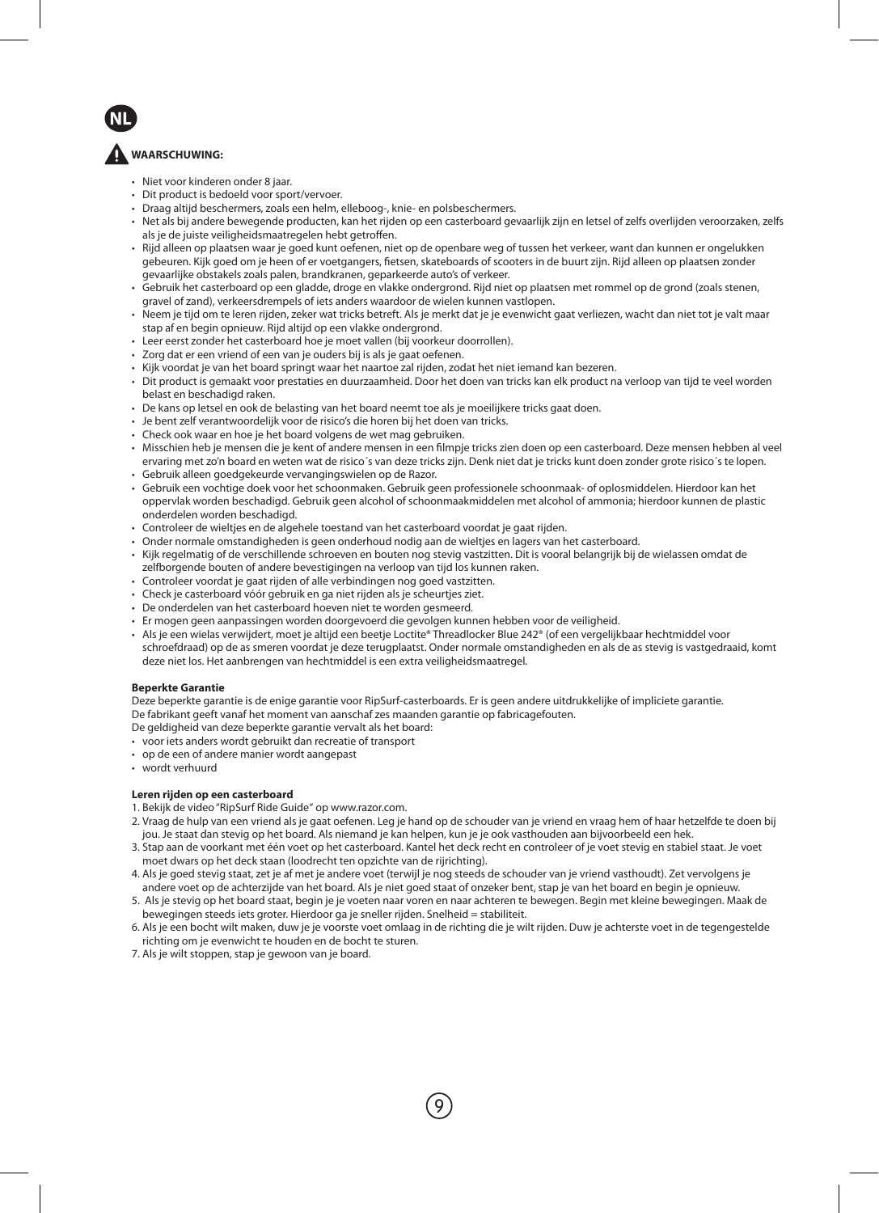**NL**

**WAARSCHUWING:**

- Niet voor kinderen onder 8 jaar.
- Dit product is bedoeld voor sport/vervoer.
- Draag altijd beschermers, zoals een helm, elleboog-, knie- en polsbeschermers.
- Net als bij andere bewegende producten, kan het rijden op een casterboard gevaarlijk zijn en letsel of zelfs overlijden veroorzaken, zelfs als je de juiste veiligheidsmaatregelen hebt getroffen.
- Rijd alleen op plaatsen waar je goed kunt oefenen, niet op de openbare weg of tussen het verkeer, want dan kunnen er ongelukken gebeuren. Kijk goed om je heen of er voetgangers, fietsen, skateboards of scooters in de buurt zijn. Rijd alleen op plaatsen zonder gevaarlijke obstakels zoals palen, brandkranen, geparkeerde auto's of verkeer.
- Gebruik het casterboard op een gladde, droge en vlakke ondergrond. Rijd niet op plaatsen met rommel op de grond (zoals stenen, gravel of zand), verkeersdrempels of iets anders waardoor de wielen kunnen vastlopen.
- Neem je tijd om te leren rijden, zeker wat tricks betreft. Als je merkt dat je je evenwicht gaat verliezen, wacht dan niet tot je valt maar stap af en begin opnieuw. Rijd altijd op een vlakke ondergrond.
- Leer eerst zonder het casterboard hoe je moet vallen (bij voorkeur doorrollen).
- Zorg dat er een vriend of een van je ouders bij is als je gaat oefenen.
- Kijk voordat je van het board springt waar het naartoe zal rijden, zodat het niet iemand kan bezeren.
- Dit product is gemaakt voor prestaties en duurzaamheid. Door het doen van tricks kan elk product na verloop van tijd te veel worden belast en beschadigd raken.
- De kans op letsel en ook de belasting van het board neemt toe als je moeilijkere tricks gaat doen.
- Je bent zelf verantwoordelijk voor de risico's die horen bij het doen van tricks.
- Check ook waar en hoe je het board volgens de wet mag gebruiken.
- Misschien heb je mensen die je kent of andere mensen in een filmpje tricks zien doen op een casterboard. Deze mensen hebben al veel ervaring met zo'n board en weten wat de risico´s van deze tricks zijn. Denk niet dat je tricks kunt doen zonder grote risico´s te lopen.
- Gebruik alleen goedgekeurde vervangingswielen op de Razor.
- Gebruik een vochtige doek voor het schoonmaken. Gebruik geen professionele schoonmaak- of oplosmiddelen. Hierdoor kan het oppervlak worden beschadigd. Gebruik geen alcohol of schoonmaakmiddelen met alcohol of ammonia; hierdoor kunnen de plastic onderdelen worden beschadigd.
- Controleer de wieltjes en de algehele toestand van het casterboard voordat je gaat rijden.
- Onder normale omstandigheden is geen onderhoud nodig aan de wieltjes en lagers van het casterboard.
- Kijk regelmatig of de verschillende schroeven en bouten nog stevig vastzitten. Dit is vooral belangrijk bij de wielassen omdat de zelfborgende bouten of andere bevestigingen na verloop van tijd los kunnen raken.
- Controleer voordat je gaat rijden of alle verbindingen nog goed vastzitten.
- Check je casterboard vóór gebruik en ga niet rijden als je scheurtjes ziet.
- De onderdelen van het casterboard hoeven niet te worden gesmeerd.
- Er mogen geen aanpassingen worden doorgevoerd die gevolgen kunnen hebben voor de veiligheid.
- Als je een wielas verwijdert, moet je altijd een beetje Loctite® Threadlocker Blue 242® (of een vergelijkbaar hechtmiddel voor schroefdraad) op de as smeren voordat je deze terugplaatst. Onder normale omstandigheden en als de as stevig is vastgedraaid, komt deze niet los. Het aanbrengen van hechtmiddel is een extra veiligheidsmaatregel.

**Beperkte Garantie**

Deze beperkte garantie is de enige garantie voor RipSurf-casterboards. Er is geen andere uitdrukkelijke of impliciete garantie.
De fabrikant geeft vanaf het moment van aanschaf zes maanden garantie op fabricagefouten.
De geldigheid van deze beperkte garantie vervalt als het board:

- voor iets anders wordt gebruikt dan recreatie of transport
- op de een of andere manier wordt aangepast
- wordt verhuurd

**Leren rijden op een casterboard**

1. Bekijk de video "RipSurf Ride Guide" op www.razor.com.
2. Vraag de hulp van een vriend als je gaat oefenen. Leg je hand op de schouder van je vriend en vraag hem of haar hetzelfde te doen bij jou. Je staat dan stevig op het board. Als niemand je kan helpen, kun je je ook vasthouden aan bijvoorbeeld een hek.
3. Stap aan de voorkant met één voet op het casterboard. Kantel het deck recht en controleer of je voet stevig en stabiel staat. Je voet moet dwars op het deck staan (loodrecht ten opzichte van de rijrichting).
4. Als je goed stevig staat, zet je af met je andere voet (terwijl je nog steeds de schouder van je vriend vasthoudt). Zet vervolgens je andere voet op de achterzijde van het board. Als je niet goed staat of onzeker bent, stap je van het board en begin je opnieuw.
5. Als je stevig op het board staat, begin je je voeten naar voren en naar achteren te bewegen. Begin met kleine bewegingen. Maak de bewegingen steeds iets groter. Hierdoor ga je sneller rijden. Snelheid = stabiliteit.
6. Als je een bocht wilt maken, duw je je voorste voet omlaag in de richting die je wilt rijden. Duw je achterste voet in de tegengestelde richting om je evenwicht te houden en de bocht te sturen.
7. Als je wilt stoppen, stap je gewoon van je board.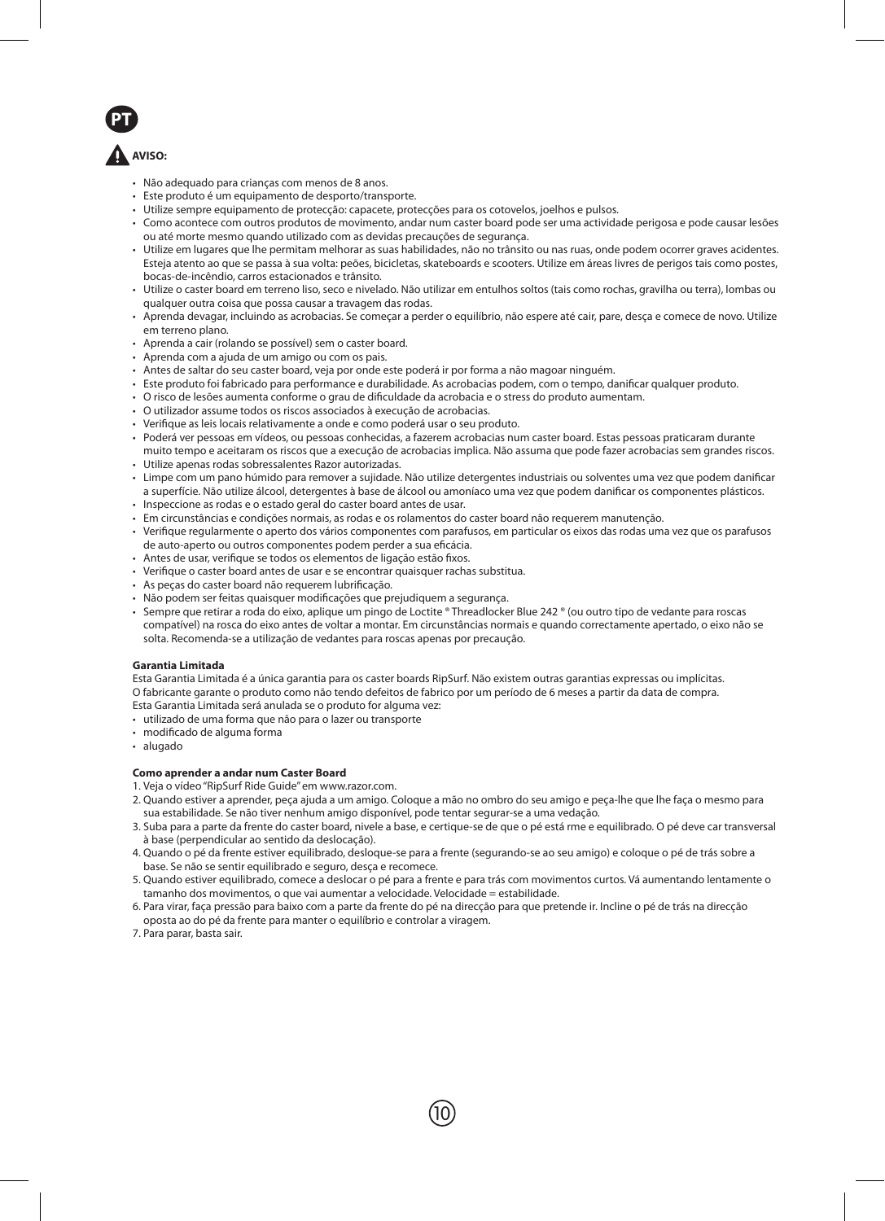PT

**AVISO:**

- Não adequado para crianças com menos de 8 anos.
- Este produto é um equipamento de desporto/transporte.
- Utilize sempre equipamento de protecção: capacete, protecções para os cotovelos, joelhos e pulsos.
- Como acontece com outros produtos de movimento, andar num caster board pode ser uma actividade perigosa e pode causar lesões ou até morte mesmo quando utilizado com as devidas precauções de segurança.
- Utilize em lugares que lhe permitam melhorar as suas habilidades, não no trânsito ou nas ruas, onde podem ocorrer graves acidentes. Esteja atento ao que se passa à sua volta: peões, bicicletas, skateboards e scooters. Utilize em áreas livres de perigos tais como postes, bocas-de-incêndio, carros estacionados e trânsito.
- Utilize o caster board em terreno liso, seco e nivelado. Não utilizar em entulhos soltos (tais como rochas, gravilha ou terra), lombas ou qualquer outra coisa que possa causar a travagem das rodas.
- Aprenda devagar, incluindo as acrobacias. Se começar a perder o equilíbrio, não espere até cair, pare, desça e comece de novo. Utilize em terreno plano.
- Aprenda a cair (rolando se possível) sem o caster board.
- Aprenda com a ajuda de um amigo ou com os pais.
- Antes de saltar do seu caster board, veja por onde este poderá ir por forma a não magoar ninguém.
- Este produto foi fabricado para performance e durabilidade. As acrobacias podem, com o tempo, danificar qualquer produto.
- O risco de lesões aumenta conforme o grau de dificuldade da acrobacia e o stress do produto aumentam.
- O utilizador assume todos os riscos associados à execução de acrobacias.
- Verifique as leis locais relativamente a onde e como poderá usar o seu produto.
- Poderá ver pessoas em vídeos, ou pessoas conhecidas, a fazerem acrobacias num caster board. Estas pessoas praticaram durante muito tempo e aceitaram os riscos que a execução de acrobacias implica. Não assuma que pode fazer acrobacias sem grandes riscos.
- Utilize apenas rodas sobressalentes Razor autorizadas.
- Limpe com um pano húmido para remover a sujidade. Não utilize detergentes industriais ou solventes uma vez que podem danificar a superfície. Não utilize álcool, detergentes à base de álcool ou amoníaco uma vez que podem danificar os componentes plásticos.
- Inspeccione as rodas e o estado geral do caster board antes de usar.
- Em circunstâncias e condições normais, as rodas e os rolamentos do caster board não requerem manutenção.
- Verifique regularmente o aperto dos vários componentes com parafusos, em particular os eixos das rodas uma vez que os parafusos de auto-aperto ou outros componentes podem perder a sua eficácia.
- Antes de usar, verifique se todos os elementos de ligação estão fixos.
- Verifique o caster board antes de usar e se encontrar quaisquer rachas substitua.
- As peças do caster board não requerem lubrificação.
- Não podem ser feitas quaisquer modificações que prejudiquem a segurança.
- Sempre que retirar a roda do eixo, aplique um pingo de Loctite ® Threadlocker Blue 242 ® (ou outro tipo de vedante para roscas compatível) na rosca do eixo antes de voltar a montar. Em circunstâncias normais e quando correctamente apertado, o eixo não se solta. Recomenda-se a utilização de vedantes para roscas apenas por precaução.

**Garantia Limitada**

Esta Garantia Limitada é a única garantia para os caster boards RipSurf. Não existem outras garantias expressas ou implícitas.
O fabricante garante o produto como não tendo defeitos de fabrico por um período de 6 meses a partir da data de compra.
Esta Garantia Limitada será anulada se o produto for alguma vez:

- utilizado de uma forma que não para o lazer ou transporte
- modificado de alguma forma
- alugado

**Como aprender a andar num Caster Board**

1. Veja o vídeo "RipSurf Ride Guide" em www.razor.com.
2. Quando estiver a aprender, peça ajuda a um amigo. Coloque a mão no ombro do seu amigo e peça-lhe que lhe faça o mesmo para sua estabilidade. Se não tiver nenhum amigo disponível, pode tentar segurar-se a uma vedação.
3. Suba para a parte da frente do caster board, nivele a base, e certique-se de que o pé está rme e equilibrado. O pé deve car transversal à base (perpendicular ao sentido da deslocação).
4. Quando o pé da frente estiver equilibrado, desloque-se para a frente (segurando-se ao seu amigo) e coloque o pé de trás sobre a base. Se não se sentir equilibrado e seguro, desça e recomece.
5. Quando estiver equilibrado, comece a deslocar o pé para a frente e para trás com movimentos curtos. Vá aumentando lentamente o tamanho dos movimentos, o que vai aumentar a velocidade. Velocidade = estabilidade.
6. Para virar, faça pressão para baixo com a parte da frente do pé na direcção para que pretende ir. Incline o pé de trás na direcção oposta ao do pé da frente para manter o equilíbrio e controlar a viragem.
7. Para parar, basta sair.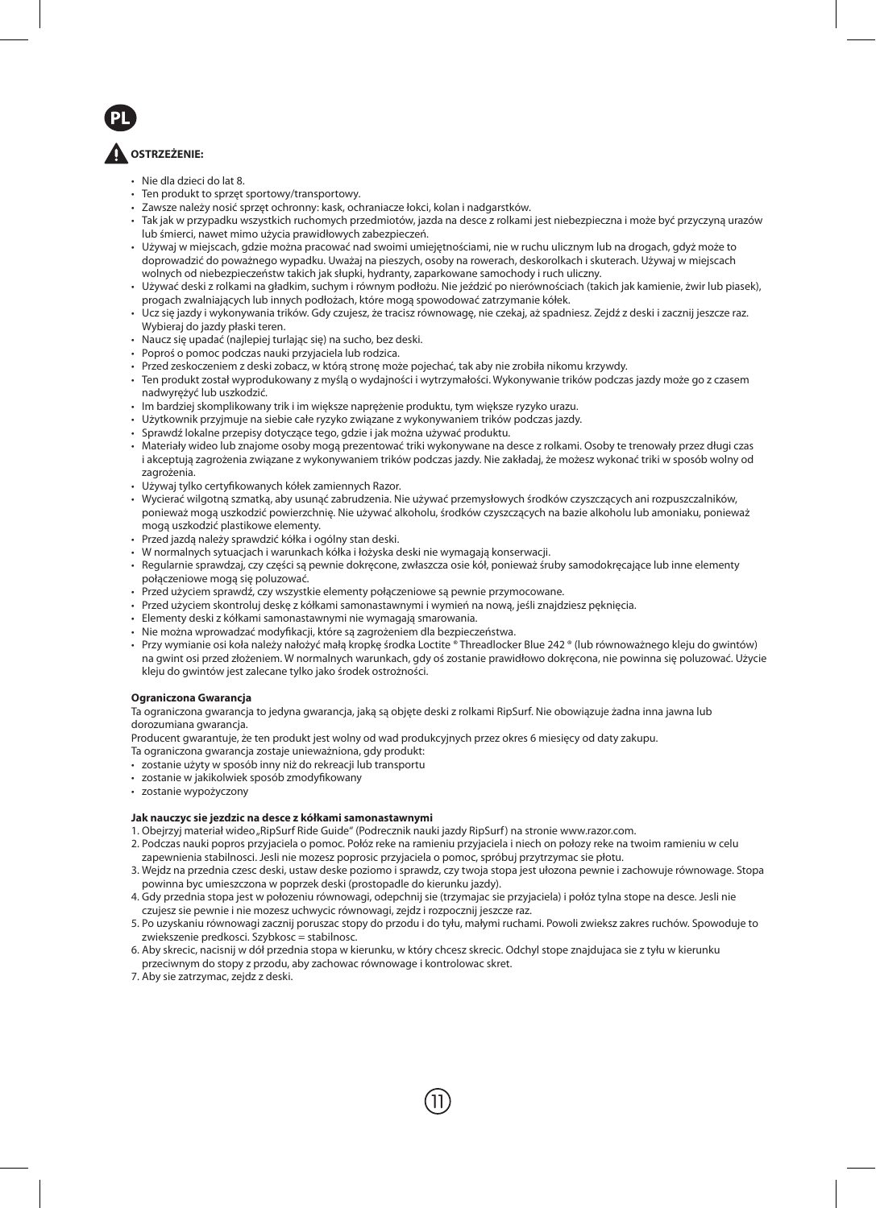**PL**

## OSTRZEŻENIE:

- Nie dla dzieci do lat 8.
- Ten produkt to sprzęt sportowy/transportowy.
- Zawsze należy nosić sprzęt ochronny: kask, ochraniacze łokci, kolan i nadgarstków.
- Tak jak w przypadku wszystkich ruchomych przedmiotów, jazda na desce z rolkami jest niebezpieczna i może być przyczyną urazów lub śmierci, nawet mimo użycia prawidłowych zabezpieczeń.
- Używaj w miejscach, gdzie można pracować nad swoimi umiejętnościami, nie w ruchu ulicznym lub na drogach, gdyż może to doprowadzić do poważnego wypadku. Uważaj na pieszych, osoby na rowerach, deskorolkach i skuterach. Używaj w miejscach wolnych od niebezpieczeństw takich jak słupki, hydranty, zaparkowane samochody i ruch uliczny.
- Używać deski z rolkami na gładkim, suchym i równym podłożu. Nie jeździć po nierównościach (takich jak kamienie, żwir lub piasek), progach zwalniających lub innych podłożach, które mogą spowodować zatrzymanie kółek.
- Ucz się jazdy i wykonywania trików. Gdy czujesz, że tracisz równowagę, nie czekaj, aż spadniesz. Zejdź z deski i zacznij jeszcze raz. Wybieraj do jazdy płaski teren.
- Naucz się upadać (najlepiej turlając się) na sucho, bez deski.
- Poproś o pomoc podczas nauki przyjaciela lub rodzica.
- Przed zeskoczeniem z deski zobacz, w którą stronę może pojechać, tak aby nie zrobiła nikomu krzywdy.
- Ten produkt został wyprodukowany z myślą o wydajności i wytrzymałości. Wykonywanie trików podczas jazdy może go z czasem nadwyrężyć lub uszkodzić.
- Im bardziej skomplikowany trik i im większe naprężenie produktu, tym większe ryzyko urazu.
- Użytkownik przyjmuje na siebie całe ryzyko związane z wykonywaniem trików podczas jazdy.
- Sprawdź lokalne przepisy dotyczące tego, gdzie i jak można używać produktu.
- Materiały wideo lub znajome osoby mogą prezentować triki wykonywane na desce z rolkami. Osoby te trenowały przez długi czas i akceptują zagrożenia związane z wykonywaniem trików podczas jazdy. Nie zakładaj, że możesz wykonać triki w sposób wolny od zagrożenia.
- Używaj tylko certyfikowanych kółek zamiennych Razor.
- Wycierać wilgotną szmatką, aby usunąć zabrudzenia. Nie używać przemysłowych środków czyszczących ani rozpuszczalników, ponieważ mogą uszkodzić powierzchnię. Nie używać alkoholu, środków czyszczących na bazie alkoholu lub amoniaku, ponieważ mogą uszkodzić plastikowe elementy.
- Przed jazdą należy sprawdzić kółka i ogólny stan deski.
- W normalnych sytuacjach i warunkach kółka i łożyska deski nie wymagają konserwacji.
- Regularnie sprawdzaj, czy części są pewnie dokręcone, zwłaszcza osie kół, ponieważ śruby samodokręcające lub inne elementy połączeniowe mogą się poluzować.
- Przed użyciem sprawdź, czy wszystkie elementy połączeniowe są pewnie przymocowane.
- Przed użyciem skontroluj deskę z kółkami samonastawnymi i wymień na nową, jeśli znajdziesz pęknięcia.
- Elementy deski z kółkami samonastawnymi nie wymagają smarowania.
- Nie można wprowadzać modyfikacji, które są zagrożeniem dla bezpieczeństwa.
- Przy wymianie osi koła należy nałożyć małą kropkę środka Loctite ® Threadlocker Blue 242 ® (lub równoważnego kleju do gwintów) na gwint osi przed złożeniem. W normalnych warunkach, gdy oś zostanie prawidłowo dokręcona, nie powinna się poluzować. Użycie kleju do gwintów jest zalecane tylko jako środek ostrożności.

**Ograniczona Gwarancja**

Ta ograniczona gwarancja to jedyna gwarancja, jaką są objęte deski z rolkami RipSurf. Nie obowiązuje żadna inna jawna lub dorozumiana gwarancja.

Producent gwarantuje, że ten produkt jest wolny od wad produkcyjnych przez okres 6 miesięcy od daty zakupu.

Ta ograniczona gwarancja zostaje unieważniona, gdy produkt:

- zostanie użyty w sposób inny niż do rekreacji lub transportu
- zostanie w jakikolwiek sposób zmodyfikowany
- zostanie wypożyczony

**Jak nauczyc sie jezdzic na desce z kółkami samonastawnymi**

1. Obejrzyj materiał wideo „RipSurf Ride Guide" (Podrecznik nauki jazdy RipSurf) na stronie www.razor.com.
2. Podczas nauki popros przyjaciela o pomoc. Połóz reke na ramieniu przyjaciela i niech on położy reke na twoim ramieniu w celu zapewnienia stabilnosci. Jesli nie mozesz poprosic przyjaciela o pomoc, spróbuj przytrzymac sie płotu.
3. Wejdz na przednia czesc deski, ustaw deske poziomo i sprawdz, czy twoja stopa jest ułozona pewnie i zachowuje równowage. Stopa powinna byc umieszczona w poprzek deski (prostopadle do kierunku jazdy).
4. Gdy przednia stopa jest w połozeniu równowagi, odepchnij sie (trzymajac sie przyjaciela) i połóz tylna stope na desce. Jesli nie czujesz sie pewnie i nie mozesz uchwycic równowagi, zejdz i rozpocznij jeszcze raz.
5. Po uzyskaniu równowagi zacznij poruszac stopy do przodu i do tyłu, małymi ruchami. Powoli zwieksz zakres ruchów. Spowoduje to zwiekszenie predkosci. Szybkosc = stabilnosc.
6. Aby skrecic, nacisnij w dół przednia stopa w kierunku, w który chcesz skrecic. Odchyl stope znajdujaca sie z tyłu w kierunku przeciwnym do stopy z przodu, aby zachowac równowage i kontrolowac skret.
7. Aby sie zatrzymac, zejdz z deski.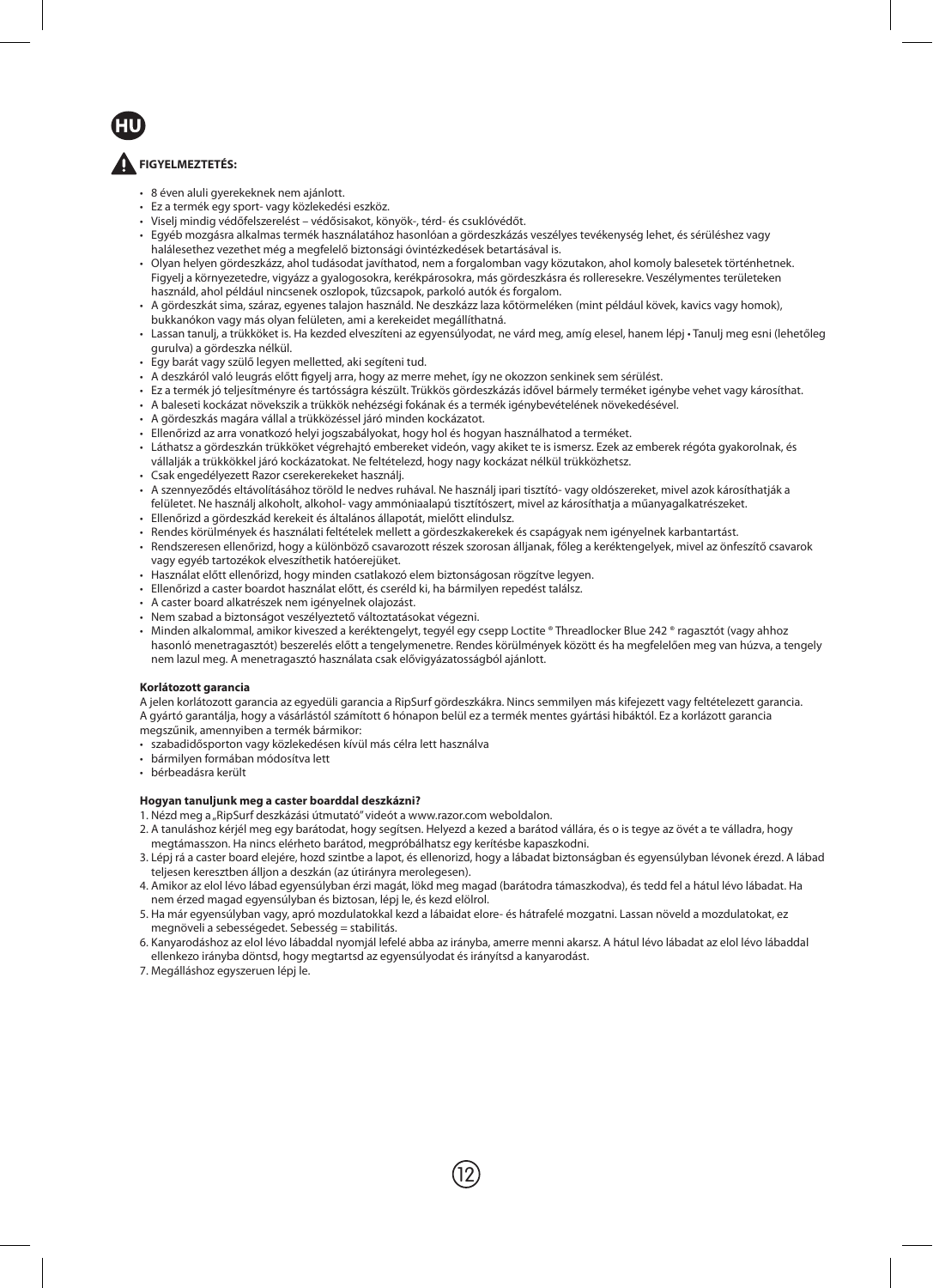**HU**

**FIGYELMEZTETÉS:**

- 8 éven aluli gyerekeknek nem ajánlott.
- Ez a termék egy sport- vagy közlekedési eszköz.
- Viselj mindig védőfelszerelést – védősisakot, könyök-, térd- és csuklóvédőt.
- Egyéb mozgásra alkalmas termék használatához hasonlóan a gördeszkázás veszélyes tevékenység lehet, és sérüléshez vagy halálesethez vezethet még a megfelelő biztonsági óvintézkedések betartásával is.
- Olyan helyen gördeszkázz, ahol tudásodat javíthatod, nem a forgalomban vagy közutakon, ahol komoly balesetek történhetnek. Figyelj a környezetedre, vigyázz a gyalogosokra, kerékpárosokra, más gördeszkásra és rolleresekre. Veszélymentes területeken használd, ahol például nincsenek oszlopok, tűzcsapok, parkoló autók és forgalom.
- A gördeszkát sima, száraz, egyenes talajon használd. Ne deszkázz laza kőtörmeléken (mint például kövek, kavics vagy homok), bukkanókon vagy más olyan felületen, ami a kerekeidet megállíthatná.
- Lassan tanulj, a trükköket is. Ha kezded elveszíteni az egyensúlyodat, ne várd meg, amíg elesel, hanem lépj • Tanulj meg esni (lehetőleg gurulva) a gördeszka nélkül.
- Egy barát vagy szülő legyen melletted, aki segíteni tud.
- A deszkáról való leugrás előtt figyelj arra, hogy az merre mehet, így ne okozzon senkinek sem sérülést.
- Ez a termék jó teljesítményre és tartósságra készült. Trükkös gördeszkázás idővel bármely terméket igénybe vehet vagy károsíthat.
- A baleseti kockázat növekszik a trükkök nehézségi fokának és a termék igénybevételének növekedésével.
- A gördeszkás magára vállal a trükközéssel járó minden kockázatot.
- Ellenőrizd az arra vonatkozó helyi jogszabályokat, hogy hol és hogyan használhatod a terméket.
- Láthatsz a gördeszkán trükköket végrehajtó embereket videón, vagy akiket te is ismersz. Ezek az emberek régóta gyakorolnak, és vállalják a trükkökkel járó kockázatokat. Ne feltételezd, hogy nagy kockázat nélkül trükközhetsz.
- Csak engedélyezett Razor cserekerekeket használj.
- A szennyeződés eltávolításához töröld le nedves ruhával. Ne használj ipari tisztító- vagy oldószereket, mivel azok károsíthatják a felületet. Ne használj alkoholt, alkohol- vagy ammóniaalapú tisztítószert, mivel az károsíthatja a műanyagalkatrészeket.
- Ellenőrizd a gördeszkád kerekeit és általános állapotát, mielőtt elindulsz.
- Rendes körülmények és használati feltételek mellett a gördeszkakerekek és csapágyak nem igényelnek karbantartást.
- Rendszeresen ellenőrizd, hogy a különböző csavarozott részek szorosan álljanak, főleg a keréktengelyek, mivel az önfeszítő csavarok vagy egyéb tartozékok elveszíthetik hatóerejüket.
- Használat előtt ellenőrizd, hogy minden csatlakozó elem biztonságosan rögzítve legyen.
- Ellenőrizd a caster boardot használat előtt, és cseréld ki, ha bármilyen repedést találsz.
- A caster board alkatrészek nem igényelnek olajozást.
- Nem szabad a biztonságot veszélyeztető változtatásokat végezni.
- Minden alkalommal, amikor kiveszed a keréktengelyt, tegyél egy csepp Loctite ® Threadlocker Blue 242 ® ragasztót (vagy ahhoz hasonló menetragasztót) beszerelés előtt a tengelymenetre. Rendes körülmények között és ha megfelelően meg van húzva, a tengely nem lazul meg. A menetragasztó használata csak elővigyázatosságból ajánlott.

**Korlátozott garancia**

A jelen korlátozott garancia az egyedüli garancia a RipSurf gördeszkákra. Nincs semmilyen más kifejezett vagy feltételezett garancia. A gyártó garantálja, hogy a vásárlástól számított 6 hónapon belül ez a termék mentes gyártási hibáktól. Ez a korlátozott garancia megszűnik, amennyiben a termék bármikor:

- szabadidősporton vagy közlekedésen kívül más célra lett használva
- bármilyen formában módosítva lett
- bérbeadásra került

**Hogyan tanuljunk meg a caster boarddal deszkázni?**

1. Nézd meg a „RipSurf deszkázási útmutató" videót a www.razor.com weboldalon.
2. A tanuláshoz kérjél meg egy barátodat, hogy segítsen. Helyezd a kezed a barátod vállára, és o is tegye az övét a te válladra, hogy megtámasszon. Ha nincs elérheto barátod, megpróbálhatsz egy kerítésbe kapaszkodni.
3. Lépj rá a caster board elejére, hozd szintbe a lapot, és ellenorizd, hogy a lábadat biztonságban és egyensúlyban lévonek érezd. A lábad teljesen keresztben álljon a deszkán (az útirányra merolegesen).
4. Amikor az elol lévo láb egyensúlyban érzi magát, lökd meg magad (barátodra támaszkodva), és tedd fel a hátul lévo lábadat. Ha nem érzed magad egyensúlyban és biztosan, lépj le, és kezd elölrol.
5. Ha már egyensúlyban vagy, apró mozdulatokkal kezd a lábaidat elore- és hátrafelé mozgatni. Lassan növeld a mozdulatokat, ez megnöveli a sebességedet. Sebesség = stabilitás.
6. Kanyarodáshoz az elol lévo lábaddal nyomjál lefelé abba az irányba, amerre menni akarsz. A hátul lévo lábadat az elol lévo lábaddal ellenkezo irányba döntsd, hogy megtartsd az egyensúlyodat és irányítsd a kanyarodást.
7. Megálláshoz egyszeruen lépj le.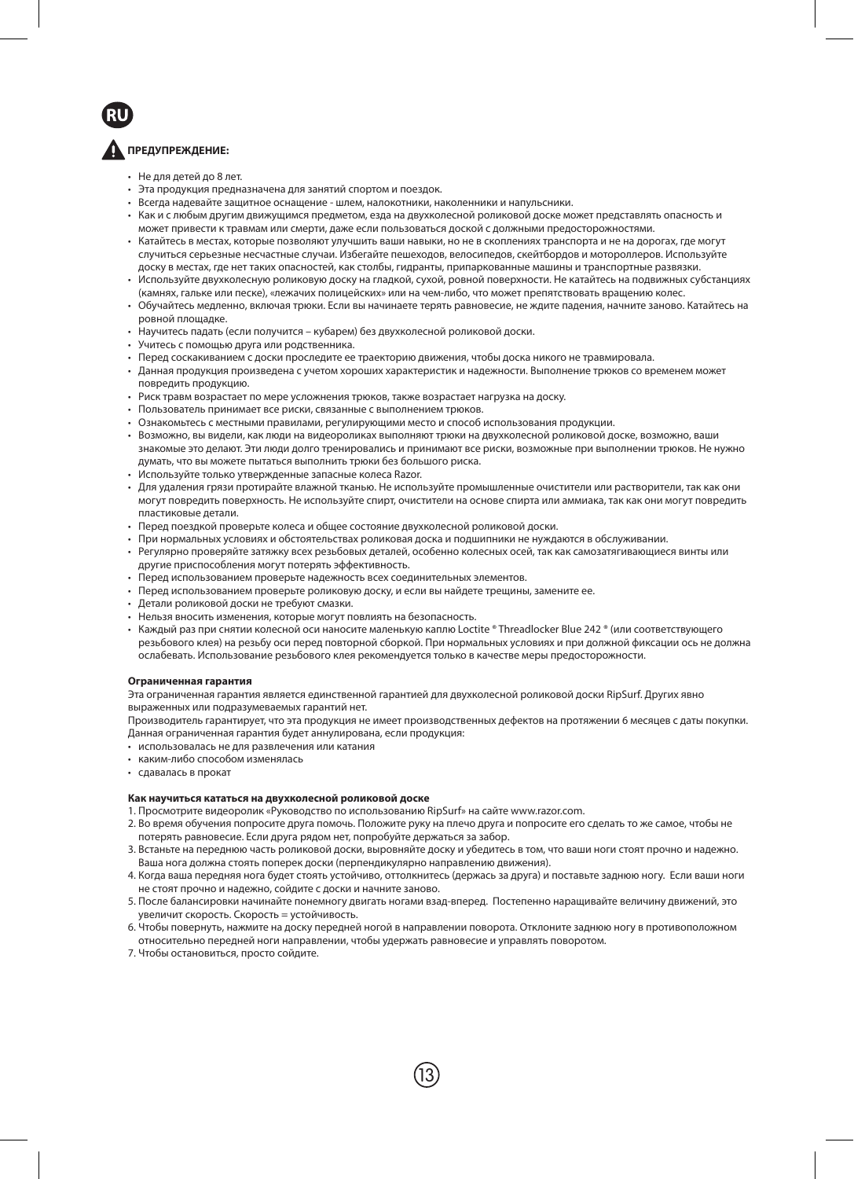**RU**

## ⚠ ПРЕДУПРЕЖДЕНИЕ:

- Не для детей до 8 лет.
- Эта продукция предназначена для занятий спортом и поездок.
- Всегда надевайте защитное оснащение - шлем, налокотники, наколенники и напульсники.
- Как и с любым другим движущимся предметом, езда на двухколесной роликовой доске может представлять опасность и может привести к травмам или смерти, даже если пользоваться доской с должными предосторожностями.
- Катайтесь в местах, которые позволяют улучшить ваши навыки, но не в скоплениях транспорта и не на дорогах, где могут случиться серьезные несчастные случаи. Избегайте пешеходов, велосипедов, скейтбордов и мотороллеров. Используйте доску в местах, где нет таких опасностей, как столбы, гидранты, припаркованные машины и транспортные развязки.
- Используйте двухколесную роликовую доску на гладкой, сухой, ровной поверхности. Не катайтесь на подвижных субстанциях (камнях, гальке или песке), «лежачих полицейских» или на чем-либо, что может препятствовать вращению колес.
- Обучайтесь медленно, включая трюки. Если вы начинаете терять равновесие, не ждите падения, начните заново. Катайтесь на ровной площадке.
- Научитесь падать (если получится – кубарем) без двухколесной роликовой доски.
- Учитесь с помощью друга или родственника.
- Перед соскакиванием с доски проследите ее траекторию движения, чтобы доска никого не травмировала.
- Данная продукция произведена с учетом хороших характеристик и надежности. Выполнение трюков со временем может повредить продукцию.
- Риск травм возрастает по мере усложнения трюков, также возрастает нагрузка на доску.
- Пользователь принимает все риски, связанные с выполнением трюков.
- Ознакомьтесь с местными правилами, регулирующими место и способ использования продукции.
- Возможно, вы видели, как люди на видеороликах выполняют трюки на двухколесной роликовой доске, возможно, ваши знакомые это делают. Эти люди долго тренировались и принимают все риски, возможные при выполнении трюков. Не нужно думать, что вы можете пытаться выполнить трюки без большого риска.
- Используйте только утвержденные запасные колеса Razor.
- Для удаления грязи протирайте влажной тканью. Не используйте промышленные очистители или растворители, так как они могут повредить поверхность. Не используйте спирт, очистители на основе спирта или аммиака, так как они могут повредить пластиковые детали.
- Перед поездкой проверьте колеса и общее состояние двухколесной роликовой доски.
- При нормальных условиях и обстоятельствах роликовая доска и подшипники не нуждаются в обслуживании.
- Регулярно проверяйте затяжку всех резьбовых деталей, особенно колесных осей, так как самозатягивающиеся винты или другие приспособления могут потерять эффективность.
- Перед использованием проверьте надежность всех соединительных элементов.
- Перед использованием проверьте роликовую доску, и если вы найдете трещины, замените ее.
- Детали роликовой доски не требуют смазки.
- Нельзя вносить изменения, которые могут повлиять на безопасность.
- Каждый раз при снятии колесной оси наносите маленькую каплю Loctite ® Threadlocker Blue 242 ® (или соответствующего резьбового клея) на резьбу оси перед повторной сборкой. При нормальных условиях и при должной фиксации ось не должна ослабевать. Использование резьбового клея рекомендуется только в качестве меры предосторожности.

**Ограниченная гарантия**

Эта ограниченная гарантия является единственной гарантией для двухколесной роликовой доски RipSurf. Других явно выраженных или подразумеваемых гарантий нет.

Производитель гарантирует, что эта продукция не имеет производственных дефектов на протяжении 6 месяцев с даты покупки. Данная ограниченная гарантия будет аннулирована, если продукция:

- использовалась не для развлечения или катания
- каким-либо способом изменялась
- сдавалась в прокат

**Как научиться кататься на двухколесной роликовой доске**

1. Просмотрите видеоролик «Руководство по использованию RipSurf» на сайте www.razor.com.
2. Во время обучения попросите друга помочь. Положите руку на плечо друга и попросите его сделать то же самое, чтобы не потерять равновесие. Если друга рядом нет, попробуйте держаться за забор.
3. Встаньте на переднюю часть роликовой доски, выровняйте доску и убедитесь в том, что ваши ноги стоят прочно и надежно. Ваша нога должна стоять поперек доски (перпендикулярно направлению движения).
4. Когда ваша передняя нога будет стоять устойчиво, оттолкнитесь (держась за друга) и поставьте заднюю ногу. Если ваши ноги не стоят прочно и надежно, сойдите с доски и начните заново.
5. После балансировки начинайте понемногу двигать ногами взад-вперед. Постепенно наращивайте величину движений, это увеличит скорость. Скорость = устойчивость.
6. Чтобы повернуть, нажмите на доску передней ногой в направлении поворота. Отклоните заднюю ногу в противоположном относительно передней ноги направлении, чтобы удержать равновесие и управлять поворотом.
7. Чтобы остановиться, просто сойдите.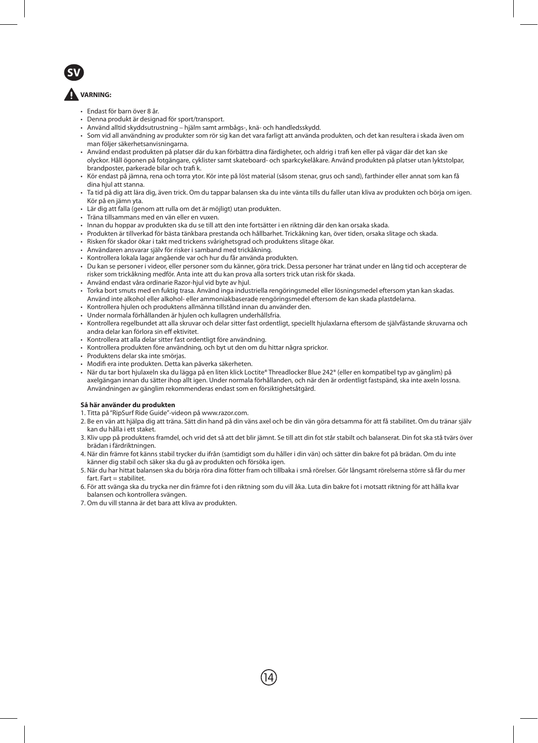**SV**

**VARNING:**

- Endast för barn över 8 år.
- Denna produkt är designad för sport/transport.
- Använd alltid skyddsutrustning – hjälm samt armbågs-, knä- och handledsskydd.
- Som vid all användning av produkter som rör sig kan det vara farligt att använda produkten, och det kan resultera i skada även om man följer säkerhetsanvisningarna.
- Använd endast produkten på platser där du kan förbättra dina färdigheter, och aldrig i trafi ken eller på vägar där det kan ske olyckor. Håll ögonen på fotgängare, cyklister samt skateboard- och sparkcykeläkare. Använd produkten på platser utan lyktstolpar, brandposter, parkerade bilar och trafi k.
- Kör endast på jämna, rena och torra ytor. Kör inte på löst material (såsom stenar, grus och sand), farthinder eller annat som kan få dina hjul att stanna.
- Ta tid på dig att lära dig, även trick. Om du tappar balansen ska du inte vänta tills du faller utan kliva av produkten och börja om igen. Kör på en jämn yta.
- Lär dig att falla (genom att rulla om det är möjligt) utan produkten.
- Träna tillsammans med en vän eller en vuxen.
- Innan du hoppar av produkten ska du se till att den inte fortsätter i en riktning där den kan orsaka skada.
- Produkten är tillverkad för bästa tänkbara prestanda och hållbarhet. Trickåkning kan, över tiden, orsaka slitage och skada.
- Risken för skador ökar i takt med trickens svårighetsgrad och produktens slitage ökar.
- Användaren ansvarar själv för risker i samband med trickåkning.
- Kontrollera lokala lagar angående var och hur du får använda produkten.
- Du kan se personer i videor, eller personer som du känner, göra trick. Dessa personer har tränat under en lång tid och accepterar de risker som trickåkning medför. Anta inte att du kan prova alla sorters trick utan risk för skada.
- Använd endast våra ordinarie Razor-hjul vid byte av hjul.
- Torka bort smuts med en fuktig trasa. Använd inga industriella rengöringsmedel eller lösningsmedel eftersom ytan kan skadas. Använd inte alkohol eller alkohol- eller ammoniakbaserade rengöringsmedel eftersom de kan skada plastdelarna.
- Kontrollera hjulen och produktens allmänna tillstånd innan du använder den.
- Under normala förhållanden är hjulen och kullagren underhållsfria.
- Kontrollera regelbundet att alla skruvar och delar sitter fast ordentligt, speciellt hjulaxlarna eftersom de självfästande skruvarna och andra delar kan förlora sin eff ektivitet.
- Kontrollera att alla delar sitter fast ordentligt före användning.
- Kontrollera produkten före användning, och byt ut den om du hittar några sprickor.
- Produktens delar ska inte smörjas.
- Modifi era inte produkten. Detta kan påverka säkerheten.
- När du tar bort hjulaxeln ska du lägga på en liten klick Loctite® Threadlocker Blue 242® (eller en kompatibel typ av gänglim) på axelgängan innan du sätter ihop allt igen. Under normala förhållanden, och när den är ordentligt fastspänd, ska inte axeln lossna. Användningen av gänglim rekommenderas endast som en försiktighetsåtgärd.

**Så här använder du produkten**

1. Titta på "RipSurf Ride Guide"-videon på www.razor.com.
2. Be en vän att hjälpa dig att träna. Sätt din hand på din väns axel och be din vän göra detsamma för att få stabilitet. Om du tränar själv kan du hålla i ett staket.
3. Kliv upp på produktens framdel, och vrid det så att det blir jämnt. Se till att din fot står stabilt och balanserat. Din fot ska stå tvärs över brädan i färdriktningen.
4. När din främre fot känns stabil trycker du ifrån (samtidigt som du håller i din vän) och sätter din bakre fot på brädan. Om du inte känner dig stabil och säker ska du gå av produkten och försöka igen.
5. När du har hittat balansen ska du börja röra dina fötter fram och tillbaka i små rörelser. Gör långsamt rörelserna större så får du mer fart. Fart = stabilitet.
6. För att svänga ska du trycka ner din främre fot i den riktning som du vill åka. Luta din bakre fot i motsatt riktning för att hålla kvar balansen och kontrollera svängen.
7. Om du vill stanna är det bara att kliva av produkten.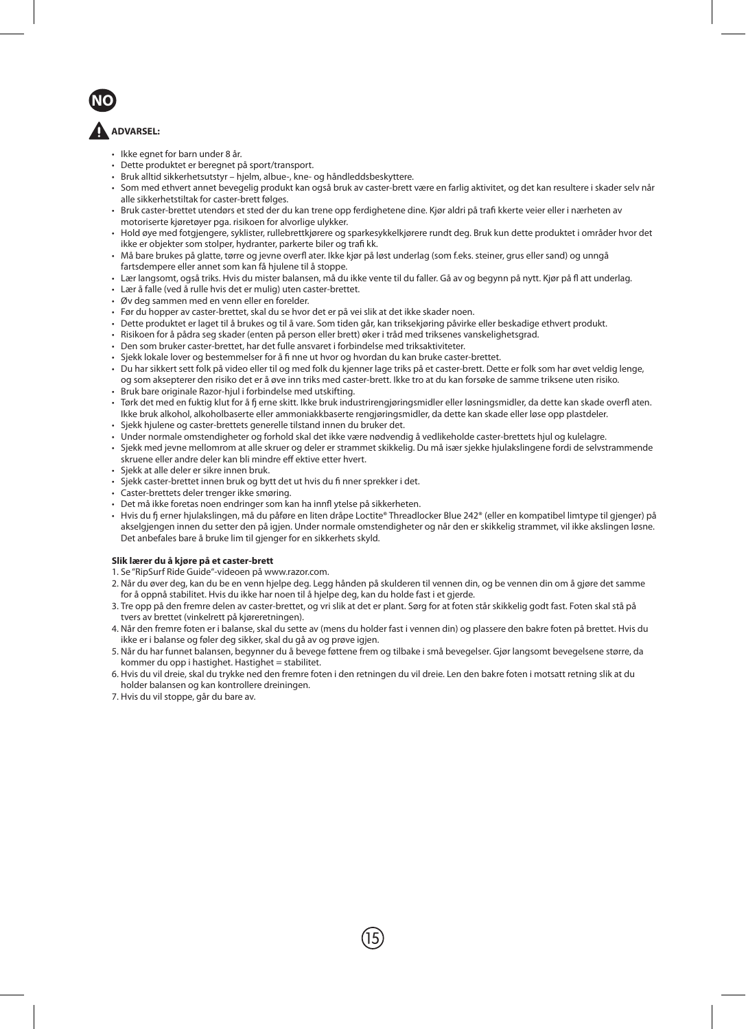NO

**ADVARSEL:**

- Ikke egnet for barn under 8 år.
- Dette produktet er beregnet på sport/transport.
- Bruk alltid sikkerhetsutstyr – hjelm, albue-, kne- og håndleddsbeskyttere.
- Som med ethvert annet bevegelig produkt kan også bruk av caster-brett være en farlig aktivitet, og det kan resultere i skader selv når alle sikkerhetstiltak for caster-brett følges.
- Bruk caster-brettet utendørs et sted der du kan trene opp ferdighetene dine. Kjør aldri på trafi kkerte veier eller i nærheten av motoriserte kjøretøyer pga. risikoen for alvorlige ulykker.
- Hold øye med fotgjengere, syklister, rullebrettkjørere og sparkesykkelkjørere rundt deg. Bruk kun dette produktet i områder hvor det ikke er objekter som stolper, hydranter, parkerte biler og trafi kk.
- Må bare brukes på glatte, tørre og jevne overfl ater. Ikke kjør på løst underlag (som f.eks. steiner, grus eller sand) og unngå fartsdempere eller annet som kan få hjulene til å stoppe.
- Lær langsomt, også triks. Hvis du mister balansen, må du ikke vente til du faller. Gå av og begynn på nytt. Kjør på fl att underlag.
- Lær å falle (ved å rulle hvis det er mulig) uten caster-brettet.
- Øv deg sammen med en venn eller en forelder.
- Før du hopper av caster-brettet, skal du se hvor det er på vei slik at det ikke skader noen.
- Dette produktet er laget til å brukes og til å vare. Som tiden går, kan triksekjøring påvirke eller beskadige ethvert produkt.
- Risikoen for å pådra seg skader (enten på person eller brett) øker i tråd med triksenes vanskelighetsgrad.
- Den som bruker caster-brettet, har det fulle ansvaret i forbindelse med triksaktiviteter.
- Sjekk lokale lover og bestemmelser for å fi nne ut hvor og hvordan du kan bruke caster-brettet.
- Du har sikkert sett folk på video eller til og med folk du kjenner lage triks på et caster-brett. Dette er folk som har øvet veldig lenge, og som aksepterer den risiko det er å øve inn triks med caster-brett. Ikke tro at du kan forsøke de samme triksene uten risiko.
- Bruk bare originale Razor-hjul i forbindelse med utskifting.
- Tørk det med en fuktig klut for å fj erne skitt. Ikke bruk industrirengjøringsmidler eller løsningsmidler, da dette kan skade overfl aten. Ikke bruk alkohol, alkoholbaserte eller ammoniakkbaserte rengjøringsmidler, da dette kan skade eller løse opp plastdeler.
- Sjekk hjulene og caster-brettets generelle tilstand innen du bruker det.
- Under normale omstendigheter og forhold skal det ikke være nødvendig å vedlikeholde caster-brettets hjul og kulelagre.
- Sjekk med jevne mellomrom at alle skruer og deler er strammet skikkelig. Du må især sjekke hjulakslingene fordi de selvstrammende skruene eller andre deler kan bli mindre eff ektive etter hvert.
- Sjekk at alle deler er sikre innen bruk.
- Sjekk caster-brettet innen bruk og bytt det ut hvis du fi nner sprekker i det.
- Caster-brettets deler trenger ikke smøring.
- Det må ikke foretas noen endringer som kan ha innfl ytelse på sikkerheten.
- Hvis du fj erner hjulakslingen, må du påføre en liten dråpe Loctite® Threadlocker Blue 242® (eller en kompatibel limtype til gjenger) på akselgjengen innen du setter den på igjen. Under normale omstendigheter og når den er skikkelig strammet, vil ikke akslingen løsne. Det anbefales bare å bruke lim til gjenger for en sikkerhets skyld.

**Slik lærer du å kjøre på et caster-brett**

1. Se "RipSurf Ride Guide"-videoen på www.razor.com.
2. Når du øver deg, kan du be en venn hjelpe deg. Legg hånden på skulderen til vennen din, og be vennen din om å gjøre det samme for å oppnå stabilitet. Hvis du ikke har noen til å hjelpe deg, kan du holde fast i et gjerde.
3. Tre opp på den fremre delen av caster-brettet, og vri slik at det er plant. Sørg for at foten står skikkelig godt fast. Foten skal stå på tvers av brettet (vinkelrett på kjøreretningen).
4. Når den fremre foten er i balanse, skal du sette av (mens du holder fast i vennen din) og plassere den bakre foten på brettet. Hvis du ikke er i balanse og føler deg sikker, skal du gå av og prøve igjen.
5. Når du har funnet balansen, begynner du å bevege føttene frem og tilbake i små bevegelser. Gjør langsomt bevegelsene større, da kommer du opp i hastighet. Hastighet = stabilitet.
6. Hvis du vil dreie, skal du trykke ned den fremre foten i den retningen du vil dreie. Len den bakre foten i motsatt retning slik at du holder balansen og kan kontrollere dreiningen.
7. Hvis du vil stoppe, går du bare av.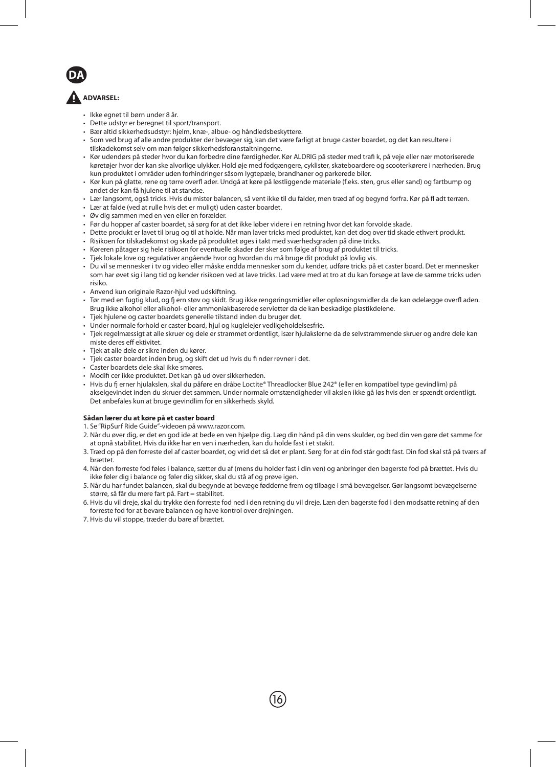**DA**

**ADVARSEL:**

- Ikke egnet til børn under 8 år.
- Dette udstyr er beregnet til sport/transport.
- Bær altid sikkerhedsudstyr: hjelm, knæ-, albue- og håndledsbeskyttere.
- Som ved brug af alle andre produkter der bevæger sig, kan det være farligt at bruge caster boardet, og det kan resultere i tilskadekomst selv om man følger sikkerhedsforanstaltningerne.
- Kør udendørs på steder hvor du kan forbedre dine færdigheder. Kør ALDRIG på steder med trafi k, på veje eller nær motoriserede køretøjer hvor der kan ske alvorlige ulykker. Hold øje med fodgængere, cyklister, skateboardere og scooterkørere i nærheden. Brug kun produktet i områder uden forhindringer såsom lygtepæle, brandhaner og parkerede biler.
- Kør kun på glatte, rene og tørre overfl ader. Undgå at køre på løstliggende materiale (f.eks. sten, grus eller sand) og fartbump og andet der kan få hjulene til at standse.
- Lær langsomt, også tricks. Hvis du mister balancen, så vent ikke til du falder, men træd af og begynd forfra. Kør på fl adt terræn.
- Lær at falde (ved at rulle hvis det er muligt) uden caster boardet.
- Øv dig sammen med en ven eller en forælder.
- Før du hopper af caster boardet, så sørg for at det ikke løber videre i en retning hvor det kan forvolde skade.
- Dette produkt er lavet til brug og til at holde. Når man laver tricks med produktet, kan det dog over tid skade ethvert produkt.
- Risikoen for tilskadekomst og skade på produktet øges i takt med sværhedsgraden på dine tricks.
- Køreren påtager sig hele risikoen for eventuelle skader der sker som følge af brug af produktet til tricks.
- Tjek lokale love og regulativer angående hvor og hvordan du må bruge dit produkt på lovlig vis.
- Du vil se mennesker i tv og video eller måske endda mennesker som du kender, udføre tricks på et caster board. Det er mennesker som har øvet sig i lang tid og kender risikoen ved at lave tricks. Lad være med at tro at du kan forsøge at lave de samme tricks uden risiko.
- Anvend kun originale Razor-hjul ved udskiftning.
- Tør med en fugtig klud, og fj ern støv og skidt. Brug ikke rengøringsmidler eller opløsningsmidler da de kan ødelægge overfl aden. Brug ikke alkohol eller alkohol- eller ammoniakbaserede servietter da de kan beskadige plastikdelene.
- Tjek hjulene og caster boardets generelle tilstand inden du bruger det.
- Under normale forhold er caster board, hjul og kuglelejer vedligeholdelsesfrie.
- Tjek regelmæssigt at alle skruer og dele er strammet ordentligt, især hjulakslerne da de selvstrammende skruer og andre dele kan miste deres eff ektivitet.
- Tjek at alle dele er sikre inden du kører.
- Tjek caster boardet inden brug, og skift det ud hvis du fi nder revner i det.
- Caster boardets dele skal ikke smøres.
- Modifi cer ikke produktet. Det kan gå ud over sikkerheden.
- Hvis du fj erner hjulakslen, skal du påføre en dråbe Loctite® Threadlocker Blue 242® (eller en kompatibel type gevindlim) på akselgevindet inden du skruer det sammen. Under normale omstændigheder vil akslen ikke gå løs hvis den er spændt ordentligt. Det anbefales kun at bruge gevindlim for en sikkerheds skyld.

**Sådan lærer du at køre på et caster board**

1. Se "RipSurf Ride Guide"-videoen på www.razor.com.
2. Når du øver dig, er det en god ide at bede en ven hjælpe dig. Læg din hånd på din vens skulder, og bed din ven gøre det samme for at opnå stabilitet. Hvis du ikke har en ven i nærheden, kan du holde fast i et stakit.
3. Træd op på den forreste del af caster boardet, og vrid det så det er plant. Sørg for at din fod står godt fast. Din fod skal stå på tværs af brættet.
4. Når den forreste fod føles i balance, sætter du af (mens du holder fast i din ven) og anbringer den bagerste fod på brættet. Hvis du ikke føler dig i balance og føler dig sikker, skal du stå af og prøve igen.
5. Når du har fundet balancen, skal du begynde at bevæge fødderne frem og tilbage i små bevægelser. Gør langsomt bevægelserne større, så får du mere fart på. Fart = stabilitet.
6. Hvis du vil dreje, skal du trykke den forreste fod ned i den retning du vil dreje. Læn den bagerste fod i den modsatte retning af den forreste fod for at bevare balancen og have kontrol over drejningen.
7. Hvis du vil stoppe, træder du bare af brættet.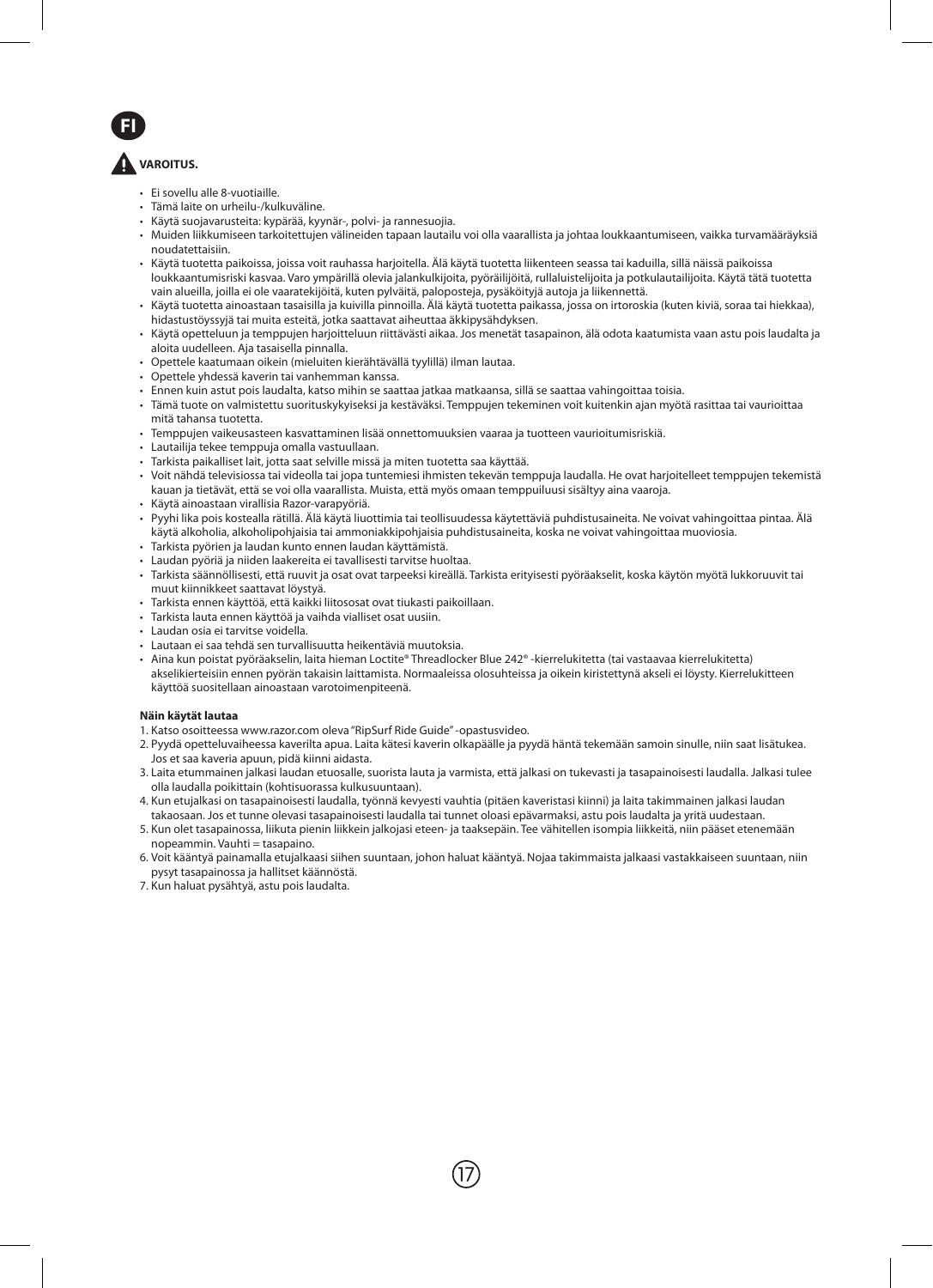FI

**VAROITUS.**

- Ei sovellu alle 8-vuotiaille.
- Tämä laite on urheilu-/kulkuväline.
- Käytä suojavarusteita: kypärää, kyynär-, polvi- ja rannesuojia.
- Muiden liikkumiseen tarkoitettujen välineiden tapaan lautailu voi olla vaarallista ja johtaa loukkaantumiseen, vaikka turvamääräyksiä noudatettaisiin.
- Käytä tuotetta paikoissa, joissa voit rauhassa harjoitella. Älä käytä tuotetta liikenteen seassa tai kaduilla, sillä näissä paikoissa loukkaantumisriski kasvaa. Varo ympärillä olevia jalankulkijoita, pyöräilijöitä, rullaluistelijoita ja potkulautailijoita. Käytä tätä tuotetta vain alueilla, joilla ei ole vaaratekijöitä, kuten pylväitä, paloposteja, pysäköityjä autoja ja liikennettä.
- Käytä tuotetta ainoastaan tasaisilla ja kuivilla pinnoilla. Älä käytä tuotetta paikassa, jossa on irtoroskia (kuten kiviä, soraa tai hiekkaa), hidastustöyssyjä tai muita esteitä, jotka saattavat aiheuttaa äkkipysähdyksen.
- Käytä opetteluun ja temppujen harjoitteluun riittävästi aikaa. Jos menetät tasapainon, älä odota kaatumista vaan astu pois laudalta ja aloita uudelleen. Aja tasaisella pinnalla.
- Opettele kaatumaan oikein (mieluiten kierähtävällä tyylillä) ilman lautaa.
- Opettele yhdessä kaverin tai vanhemman kanssa.
- Ennen kuin astut pois laudalta, katso mihin se saattaa jatkaa matkaansa, sillä se saattaa vahingoittaa toisia.
- Tämä tuote on valmistettu suorituskykyiseksi ja kestäväksi. Temppujen tekeminen voit kuitenkin ajan myötä rasittaa tai vaurioittaa mitä tahansa tuotetta.
- Temppujen vaikeusasteen kasvattaminen lisää onnettomuuksien vaaraa ja tuotteen vaurioitumisriskiä.
- Lautailija tekee temppuja omalla vastuullaan.
- Tarkista paikalliset lait, jotta saat selville missä ja miten tuotetta saa käyttää.
- Voit nähdä televisiossa tai videolla tai jopa tuntemiesi ihmisten tekevän temppuja laudalla. He ovat harjoitelleet temppujen tekemistä kauan ja tietävät, että se voi olla vaarallista. Muista, että myös omaan temppuiluusi sisältyy aina vaaroja.
- Käytä ainoastaan virallisia Razor-varapyöriä.
- Pyyhi lika pois kostealla rätillä. Älä käytä liuottimia tai teollisuudessa käytettäviä puhdistusaineita. Ne voivat vahingoittaa pintaa. Älä käytä alkoholia, alkoholipohjaisia tai ammoniakkipohjaisia puhdistusaineita, koska ne voivat vahingoittaa muoviosia.
- Tarkista pyörien ja laudan kunto ennen laudan käyttämistä.
- Laudan pyöriä ja niiden laakereita ei tavallisesti tarvitse huoltaa.
- Tarkista säännöllisesti, että ruuvit ja osat ovat tarpeeksi kireällä. Tarkista erityisesti pyöräakselit, koska käytön myötä lukkoruuvit tai muut kiinnikkeet saattavat löystyä.
- Tarkista ennen käyttöä, että kaikki liitososat ovat tiukasti paikoillaan.
- Tarkista lauta ennen käyttöä ja vaihda vialliset osat uusiin.
- Laudan osia ei tarvitse voidella.
- Lautaan ei saa tehdä sen turvallisuutta heikentäviä muutoksia.
- Aina kun poistat pyöräakselin, laita hieman Loctite® Threadlocker Blue 242® -kierrelukitetta (tai vastaavaa kierrelukitetta) akselikierteisiin ennen pyörän takaisin laittamista. Normaaleissa olosuhteissa ja oikein kiristettynä akseli ei löysty. Kierrelukitteen käyttöä suositellaan ainoastaan varotoimenpiteenä.

**Näin käytät lautaa**

1. Katso osoitteessa www.razor.com oleva "RipSurf Ride Guide" -opastusvideo.
2. Pyydä opetteluvaiheessa kaverilta apua. Laita kätesi kaverin olkapäälle ja pyydä häntä tekemään samoin sinulle, niin saat lisätukea. Jos et saa kaveria apuun, pidä kiinni aidasta.
3. Laita etummainen jalkasi laudan etuosalle, suorista lauta ja varmista, että jalkasi on tukevasti ja tasapainoisesti laudalla. Jalkasi tulee olla laudalla poikittain (kohtisuorassa kulkusuuntaan).
4. Kun etujalkasi on tasapainoisesti laudalla, työnnä kevyesti vauhtia (pitäen kaveristasi kiinni) ja laita takimmainen jalkasi laudan takaosaan. Jos et tunne olevasi tasapainoisesti laudalla tai tunnet oloasi epävarmaksi, astu pois laudalta ja yritä uudestaan.
5. Kun olet tasapainossa, liikuta pienin liikkein jalkojasi eteen- ja taaksepäin. Tee vähitellen isompia liikkeitä, niin pääset etenemään nopeammin. Vauhti = tasapaino.
6. Voit kääntyä painamalla etujalkaasi siihen suuntaan, johon haluat kääntyä. Nojaa takimmaista jalkaasi vastakkaiseen suuntaan, niin pysyt tasapainossa ja hallitset käännöstä.
7. Kun haluat pysähtyä, astu pois laudalta.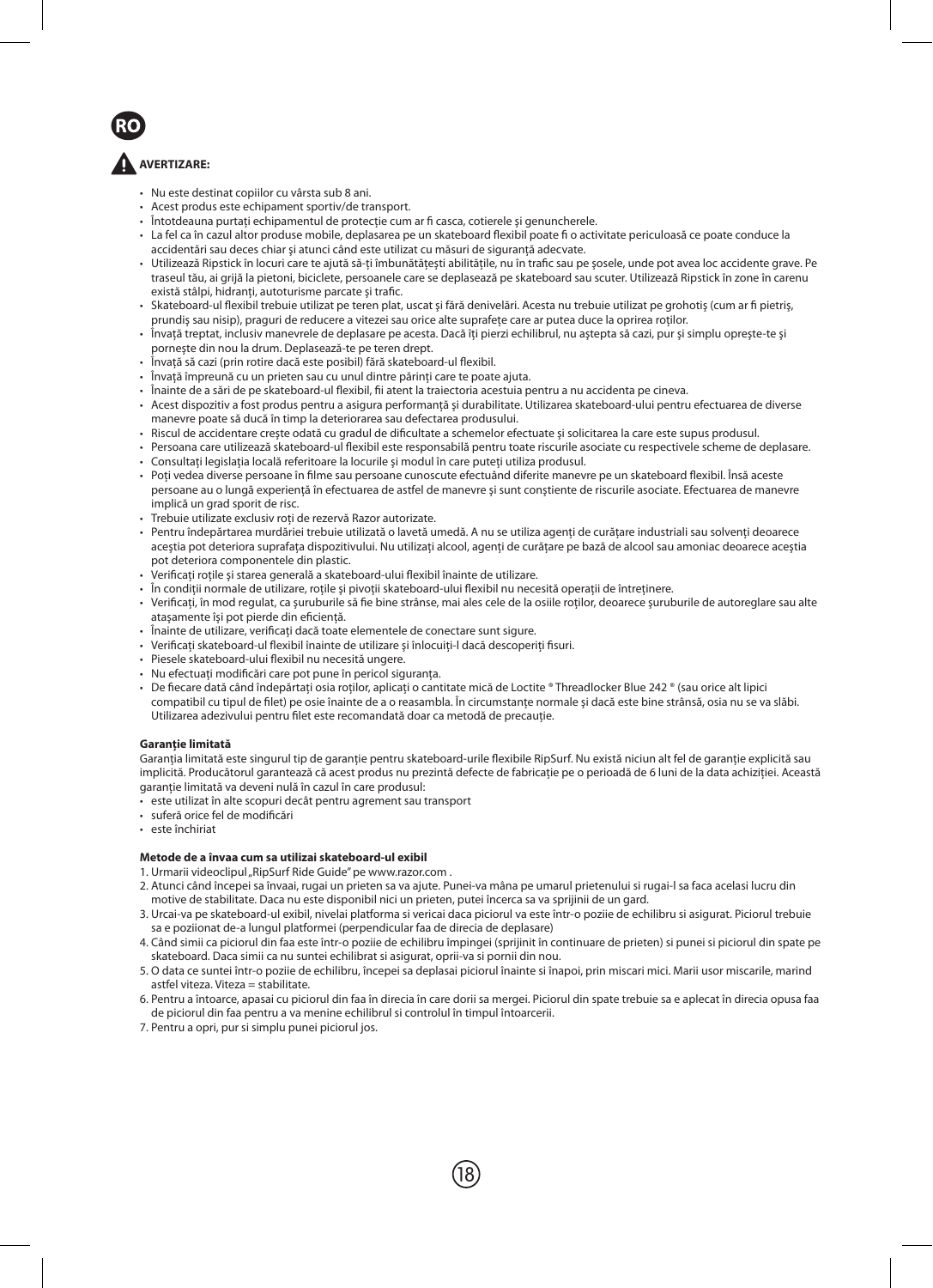**RO**

**AVERTIZARE:**

- Nu este destinat copiilor cu vârsta sub 8 ani.
- Acest produs este echipament sportiv/de transport.
- Întotdeauna purtați echipamentul de protecție cum ar fi casca, cotierele și genuncherele.
- La fel ca în cazul altor produse mobile, deplasarea pe un skateboard flexibil poate fi o activitate periculoasă ce poate conduce la accidentări sau deces chiar și atunci când este utilizat cu măsuri de siguranță adecvate.
- Utilizează Ripstick în locuri care te ajută să-ți îmbunătățești abilitățile, nu în trafic sau pe șosele, unde pot avea loc accidente grave. Pe traseul tău, ai grijă la pietoni, biciclete, persoanele care se deplasează pe skateboard sau scuter. Utilizează Ripstick în zone în carenu există stâlpi, hidranți, autoturisme parcate și trafic.
- Skateboard-ul flexibil trebuie utilizat pe teren plat, uscat și fără denivelări. Acesta nu trebuie utilizat pe grohotiș (cum ar fi pietriș, prundiș sau nisip), praguri de reducere a vitezei sau orice alte suprafețe care ar putea duce la oprirea roților.
- Învață treptat, inclusiv manevrele de deplasare pe acesta. Dacă îți pierzi echilibrul, nu aștepta să cazi, pur și simplu oprește-te și pornește din nou la drum. Deplasează-te pe teren drept.
- Învață să cazi (prin rotire dacă este posibil) fără skateboard-ul flexibil.
- Învață împreună cu un prieten sau cu unul dintre părinți care te poate ajuta.
- Înainte de a sări de pe skateboard-ul flexibil, fii atent la traiectoria acestuia pentru a nu accidenta pe cineva.
- Acest dispozitiv a fost produs pentru a asigura performanță și durabilitate. Utilizarea skateboard-ului pentru efectuarea de diverse manevre poate să ducă în timp la deteriorarea sau defectarea produsului.
- Riscul de accidentare crește odată cu gradul de dificultate a schemelor efectuate și solicitarea la care este supus produsul.
- Persoana care utilizează skateboard-ul flexibil este responsabilă pentru toate riscurile asociate cu respectivele scheme de deplasare.
- Consultați legislația locală referitoare la locurile și modul în care puteți utiliza produsul.
- Poți vedea diverse persoane în filme sau persoane cunoscute efectuând diferite manevre pe un skateboard flexibil. Însă aceste persoane au o lungă experiență în efectuarea de astfel de manevre și sunt conștiente de riscurile asociate. Efectuarea de manevre implică un grad sporit de risc.
- Trebuie utilizate exclusiv roți de rezervă Razor autorizate.
- Pentru îndepărtarea murdăriei trebuie utilizată o lavetă umedă. A nu se utiliza agenți de curățare industriali sau solvenți deoarece aceștia pot deteriora suprafața dispozitivului. Nu utilizați alcool, agenți de curățare pe bază de alcool sau amoniac deoarece aceștia pot deteriora componentele din plastic.
- Verificați roțile și starea generală a skateboard-ului flexibil înainte de utilizare.
- În condiții normale de utilizare, roțile și pivoții skateboard-ului flexibil nu necesită operații de întreținere.
- Verificați, în mod regulat, ca șuruburile să fie bine strânse, mai ales cele de la osiile roților, deoarece șuruburile de autoreglare sau alte atașamente își pot pierde din eficiență.
- Înainte de utilizare, verificați dacă toate elementele de conectare sunt sigure.
- Verificați skateboard-ul flexibil înainte de utilizare și înlocuiți-l dacă descoperiți fisuri.
- Piesele skateboard-ului flexibil nu necesită ungere.
- Nu efectuați modificări care pot pune în pericol siguranța.
- De fiecare dată când îndepărtați osia roților, aplicați o cantitate mică de Loctite ® Threadlocker Blue 242 ® (sau orice alt lipici compatibil cu tipul de filet) pe osie înainte de a o reasambla. În circumstanțe normale și dacă este bine strânsă, osia nu se va slăbi. Utilizarea adezivului pentru filet este recomandată doar ca metodă de precauție.

**Garanție limitată**

Garanția limitată este singurul tip de garanție pentru skateboard-urile flexibile RipSurf. Nu există niciun alt fel de garanție explicită sau implicită. Producătorul garantează că acest produs nu prezintă defecte de fabricație pe o perioadă de 6 luni de la data achiziției. Această garanție limitată va deveni nulă în cazul în care produsul:

- este utilizat în alte scopuri decât pentru agrement sau transport
- suferă orice fel de modificări
- este închiriat

**Metode de a învaa cum sa utilizai skateboard-ul exibil**

1. Urmarii videoclipul „RipSurf Ride Guide" pe www.razor.com .
2. Atunci când începei sa învaai, rugai un prieten sa va ajute. Punei-va mâna pe umarul prietenului si rugai-l sa faca acelasi lucru din motive de stabilitate. Daca nu este disponibil nici un prieten, putei încerca sa va sprijinii de un gard.
3. Urcai-va pe skateboard-ul exibil, nivelai platforma si vericai daca piciorul va este într-o poziie de echilibru si asigurat. Piciorul trebuie sa e poziionat de-a lungul platformei (perpendicular faa de direcia de deplasare)
4. Când simii ca piciorul din faa este într-o poziie de echilibru împingei (sprijinit în continuare de prieten) si punei si piciorul din spate pe skateboard. Daca simii ca nu suntei echilibrat si asigurat, oprii-va si pornii din nou.
5. O data ce suntei într-o poziie de echilibru, începei sa deplasai piciorul înainte si înapoi, prin miscari mici. Marii usor miscarile, marind astfel viteza. Viteza = stabilitate.
6. Pentru a întoarce, apasai cu piciorul din faa în direcia în care dorii sa mergei. Piciorul din spate trebuie sa e aplecat în direcia opusa faa de piciorul din faa pentru a va menine echilibrul si controlul în timpul întoarcerii.
7. Pentru a opri, pur si simplu punei piciorul jos.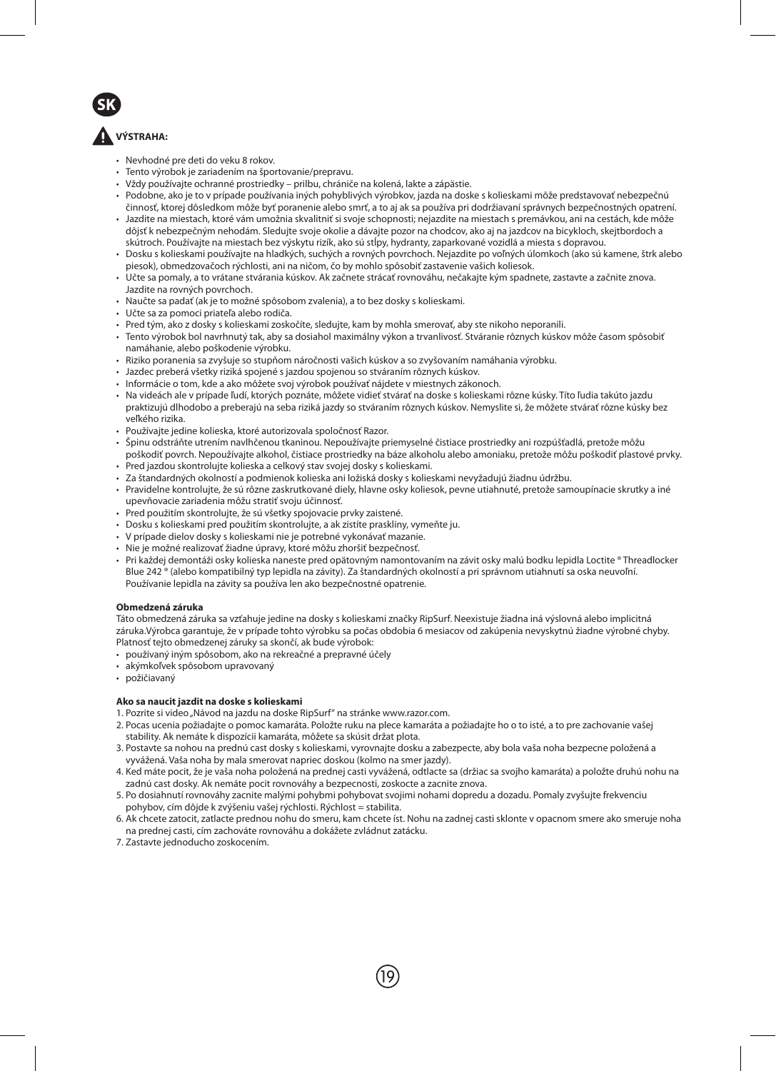**SK**

**VÝSTRAHA:**

- Nevhodné pre deti do veku 8 rokov.
- Tento výrobok je zariadením na športovanie/prepravu.
- Vždy používajte ochranné prostriedky – prilbu, chrániče na kolená, lakte a zápästie.
- Podobne, ako je to v prípade používania iných pohyblivých výrobkov, jazda na doske s kolieskami môže predstavovať nebezpečnú činnosť, ktorej dôsledkom môže byť poranenie alebo smrť, a to aj ak sa používa pri dodržiavaní správnych bezpečnostných opatrení.
- Jazdite na miestach, ktoré vám umožnia skvalitniť si svoje schopnosti; nejazdite na miestach s premávkou, ani na cestách, kde môže dôjsť k nebezpečným nehodám. Sledujte svoje okolie a dávajte pozor na chodcov, ako aj na jazdcov na bicykloch, skejtbordoch a skútroch. Používajte na miestach bez výskytu rizík, ako sú stĺpy, hydranty, zaparkované vozidlá a miesta s dopravou.
- Dosku s kolieskami používajte na hladkých, suchých a rovných povrchoch. Nejazdite po voľných úlomkoch (ako sú kamene, štrk alebo piesok), obmedzovačoch rýchlosti, ani na ničom, čo by mohlo spôsobiť zastavenie vašich koliesok.
- Učte sa pomaly, a to vrátane stvárania kúskov. Ak začnete strácať rovnováhu, nečakajte kým spadnete, zastavte a začnite znova. Jazdite na rovných povrchoch.
- Naučte sa padať (ak je to možné spôsobom zvalenia), a to bez dosky s kolieskami.
- Učte sa za pomoci priateľa alebo rodiča.
- Pred tým, ako z dosky s kolieskami zoskočíte, sledujte, kam by mohla smerovať, aby ste nikoho neporanili.
- Tento výrobok bol navrhnutý tak, aby sa dosiahol maximálny výkon a trvanlivosť. Stváranie rôznych kúskov môže časom spôsobiť namáhanie, alebo poškodenie výrobku.
- Riziko poranenia sa zvyšuje so stupňom náročnosti vašich kúskov a so zvyšovaním namáhania výrobku.
- Jazdec preberá všetky riziká spojené s jazdou spojenou so stváraním rôznych kúskov.
- Informácie o tom, kde a ako môžete svoj výrobok používať nájdete v miestnych zákonoch.
- Na videách ale v prípade ľudí, ktorých poznáte, môžete vidieť stvárať na doske s kolieskami rôzne kúsky. Títo ľudia takúto jazdu praktizujú dlhodobo a preberajú na seba riziká jazdy so stváraním rôznych kúskov. Nemyslite si, že môžete stvárať rôzne kúsky bez veľkého rizika.
- Používajte jedine kolieska, ktoré autorizovala spoločnosť Razor.
- Špinu odstráňte utretním navlhčenou tkaninou. Nepoužívajte priemyselné čistiace prostriedky ani rozpúšťadlá, pretože môžu poškodiť povrch. Nepoužívajte alkohol, čistiace prostriedky na báze alkoholu alebo amoniaku, pretože môžu poškodiť plastové prvky.
- Pred jazdou skontrolujte kolieska a celkový stav svojej dosky s kolieskami.
- Za štandardných okolností a podmienok kolieska ani ložiská dosky s kolieskami nevyžadujú žiadnu údržbu.
- Pravidelne kontrolujte, že sú rôzne zaskrutkované diely, hlavne osky koliesok, pevne utiahnuté, pretože samoupínacie skrutky a iné upevňovacie zariadenia môžu stratiť svoju účinnosť.
- Pred použitím skontrolujte, že sú všetky spojovacie prvky zaistené.
- Dosku s kolieskami pred použitím skontrolujte, a ak zistíte praskliny, vymeňte ju.
- V prípade dielov dosky s kolieskami nie je potrebné vykonávať mazanie.
- Nie je možné realizovať žiadne úpravy, ktoré môžu zhoršiť bezpečnosť.
- Pri každej demontáži osky kolieska naneste pred opätovným namontovaním na závit osky malú bodku lepidla Loctite ® Threadlocker Blue 242 ® (alebo kompatibilný typ lepidla na závity). Za štandardných okolností a pri správnom utiahnutí sa oska neuvoľní. Používanie lepidla na závity sa používa len ako bezpečnostné opatrenie.

**Obmedzená záruka**

Táto obmedzená záruka sa vzťahuje jedine na dosky s kolieskami značky RipSurf. Neexistuje žiadna iná výslovná alebo implicitná záruka.Výrobca garantuje, že v prípade tohto výrobku sa počas obdobia 6 mesiacov od zakúpenia nevyskytnú žiadne výrobné chyby. Platnosť tejto obmedzenej záruky sa skončí, ak bude výrobok:

- používaný iným spôsobom, ako na rekreačné a prepravné účely
- akýmkoľvek spôsobom upravovaný
- požičiavaný

**Ako sa naucit jazdit na doske s kolieskami**

1. Pozrite si video „Návod na jazdu na doske RipSurf" na stránke www.razor.com.
2. Pocas ucenia požiadajte o pomoc kamaráta. Položte ruku na plece kamaráta a požiadajte ho o to isté, a to pre zachovanie vašej stability. Ak nemáte k dispozícii kamaráta, môžete sa skúsit držat plota.
3. Postavte sa nohou na prednú cast dosky s kolieskami, vyrovnajte dosku a zabezpecte, aby bola vaša noha bezpecne položená a vyvážená. Vaša noha by mala smerovat napriec doskou (kolmo na smer jazdy).
4. Ked máte pocit, že je vaša noha položená na prednej casti vyvážená, odtlacte sa (držiac sa svojho kamaráta) a položte druhú nohu na zadnú cast dosky. Ak nemáte pocit rovnováhy a bezpecnosti, zoskocte a zacnite znova.
5. Po dosiahnutí rovnováhy zacnite malými pohybmi pohybovat svojimi nohami dopredu a dozadu. Pomaly zvyšujte frekvenciu pohybov, cím dôjde k zvýšeniu vašej rýchlosti. Rýchlost = stabilita.
6. Ak chcete zatocit, zatlacte prednou nohu do smeru, kam chcete íst. Nohu na zadnej casti sklonte v opacnom smere ako smeruje noha na prednej casti, cím zachováte rovnováhu a dokážete zvládnut zatácku.
7. Zastavte jednoducho zoskocením.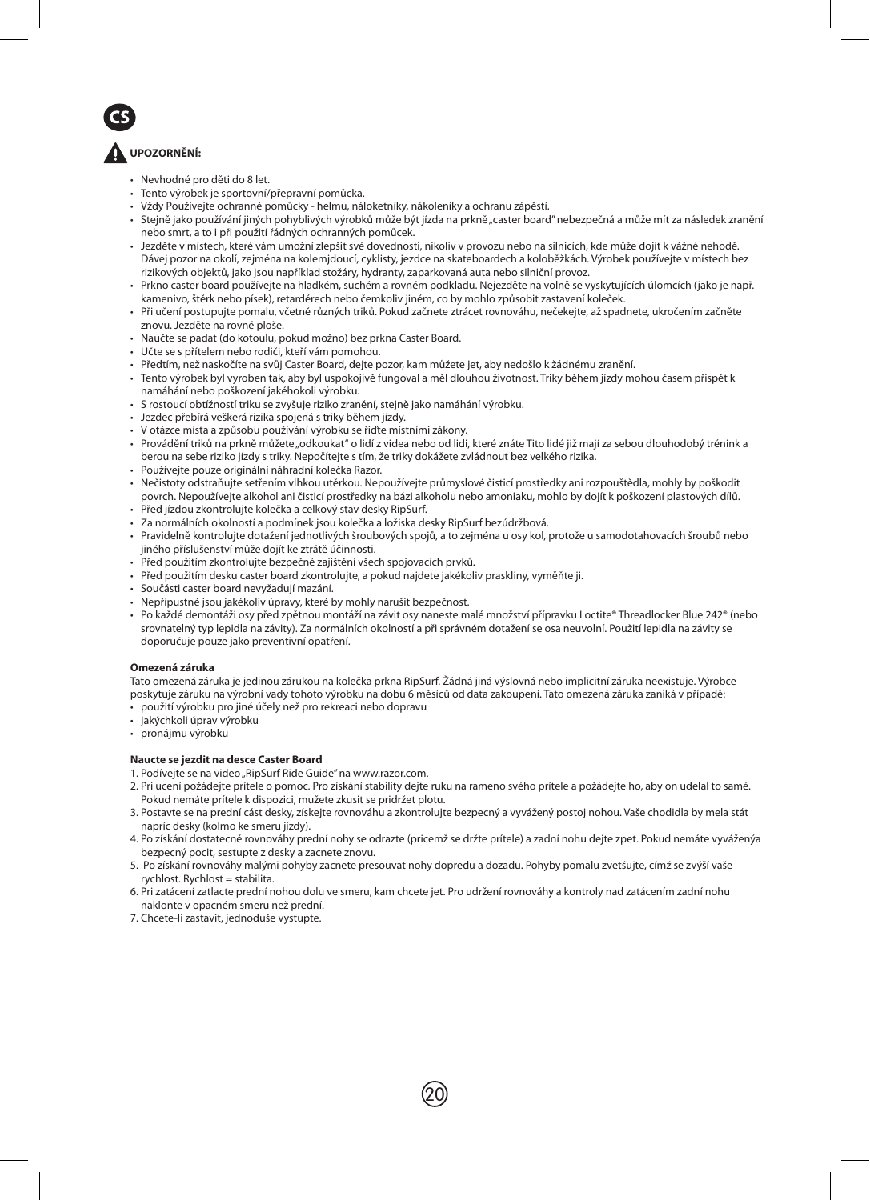CS

## ⚠ UPOZORNĚNÍ:

- Nevhodné pro děti do 8 let.
- Tento výrobek je sportovní/přepravní pomůcka.
- Vždy Používejte ochranné pomůcky - helmu, náloketníky, nákoleníky a ochranu zápěstí.
- Stejně jako používání jiných pohyblivých výrobků může být jízda na prkně „caster board" nebezpečná a může mít za následek zranění nebo smrt, a to i při použití řádných ochranných pomůcek.
- Jezděte v místech, které vám umožní zlepšit své dovednosti, nikoliv v provozu nebo na silnicích, kde může dojít k vážné nehodě. Dávej pozor na okolí, zejména na kolemjdoucí, cyklisty, jezdce na skateboardech a koloběžkách. Výrobek používejte v místech bez rizikových objektů, jako jsou například stožáry, hydranty, zaparkovaná auta nebo silniční provoz.
- Prkno caster board používejte na hladkém, suchém a rovném podkladu. Nejezděte na volně se vyskytujících úlomcích (jako je např. kamenivo, štěrk nebo písek), retardérech nebo čemkoliv jiném, co by mohlo způsobit zastavení koleček.
- Při učení postupujte pomalu, včetně různých triků. Pokud začnete ztrácet rovnováhu, nečekejte, až spadnete, ukročením začněte znovu. Jezděte na rovné ploše.
- Naučte se padat (do kotoulu, pokud možno) bez prkna Caster Board.
- Učte se s přítelem nebo rodiči, kteří vám pomohou.
- Předtím, než naskočíte na svůj Caster Board, dejte pozor, kam můžete jet, aby nedošlo k žádnému zranění.
- Tento výrobek byl vyroben tak, aby byl uspokojivě fungoval a měl dlouhou životnost. Triky během jízdy mohou časem přispět k namáhání nebo poškození jakéhokoli výrobku.
- S rostoucí obtížností triku se zvyšuje riziko zranění, stejně jako namáhání výrobku.
- Jezdec přebírá veškerá rizika spojená s triky během jízdy.
- V otázce místa a způsobu používání výrobku se řiďte místními zákony.
- Provádění triků na prkně můžete „odkoukat" o lidí z videa nebo od lidi, které znáte Tito lidé již mají za sebou dlouhodobý trénink a berou na sebe riziko jízdy s triky. Nepočítejte s tím, že triky dokážete zvládnout bez velkého rizika.
- Používejte pouze originální náhradní kolečka Razor.
- Nečistoty odstraňujte setřením vlhkou utěrkou. Nepoužívejte průmyslové čisticí prostředky ani rozpouštědla, mohly by poškodit povrch. Nepoužívejte alkohol ani čisticí prostředky na bázi alkoholu nebo amoniaku, mohlo by dojít k poškození plastových dílů.
- Před jízdou zkontrolujte kolečka a celkový stav desky RipSurf.
- Za normálních okolností a podmínek jsou kolečka a ložiska desky RipSurf bezúdržbová.
- Pravidelně kontrolujte dotažení jednotlivých šroubových spojů, a to zejména u osy kol, protože u samodotahovacích šroubů nebo jiného příslušenství může dojít ke ztrátě účinnosti.
- Před použitím zkontrolujte bezpečné zajištění všech spojovacích prvků.
- Před použitím desku caster board zkontrolujte, a pokud najdete jakékoliv praskliny, vyměňte ji.
- Součásti caster board nevyžadují mazání.
- Nepřípustné jsou jakékoliv úpravy, které by mohly narušit bezpečnost.
- Po každé demontáži osy před zpětnou montáží na závit osy naneste malé množství přípravku Loctite® Threadlocker Blue 242® (nebo srovnatelný typ lepidla na závity). Za normálních okolností a při správném dotažení se osa neuvolní. Použití lepidla na závity se doporučuje pouze jako preventivní opatření.

**Omezená záruka**

Tato omezená záruka je jedinou zárukou na kolečka prkna RipSurf. Žádná jiná výslovná nebo implicitní záruka neexistuje. Výrobce poskytuje záruku na výrobní vady tohoto výrobku na dobu 6 měsíců od data zakoupení. Tato omezená záruka zaniká v případě:

- použití výrobku pro jiné účely než pro rekreaci nebo dopravu
- jakýchkoli úprav výrobku
- pronájmu výrobku

**Naucte se jezdit na desce Caster Board**

1. Podívejte se na video „RipSurf Ride Guide" na www.razor.com.
2. Pri ucení požádejte prítele o pomoc. Pro získání stability dejte ruku na rameno svého prítele a požádejte ho, aby on udelal to samé. Pokud nemáte prítele k dispozici, mužete zkusit se pridržet plotu.
3. Postavte se na prední cást desky, získejte rovnováhu a zkontrolujte bezpecný a vyvážený postoj nohou. Vaše chodidla by mela stát napríc desky (kolmo ke smeru jízdy).
4. Po získání dostatecné rovnováhy prední nohy se odrazte (pricemž se držte prítele) a zadní nohu dejte zpet. Pokud nemáte vyvážený a bezpecný pocit, sestupte z desky a zacnete znovu.
5. Po získání rovnováhy malými pohyby zacnete presouvat nohy dopredu a dozadu. Pohyby pomalu zvetšujte, címž se zvýší vaše rychlost. Rychlost = stabilita.
6. Pri zatácení zatlacte prední nohou dolu ve smeru, kam chcete jet. Pro udržení rovnováhy a kontroly nad zatácením zadní nohu naklonte v opacném smeru než prední.
7. Chcete-li zastavit, jednoduše vystupte.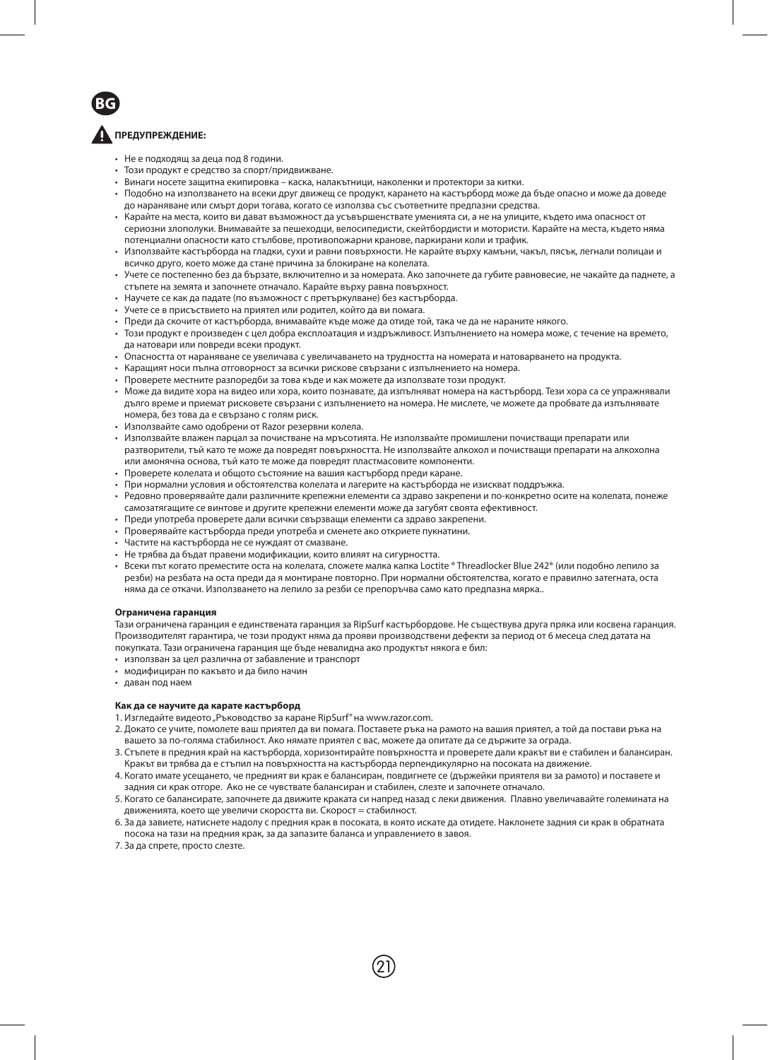**BG**

**ПРЕДУПРЕЖДЕНИЕ:**

- Не е подходящ за деца под 8 години.
- Този продукт е средство за спорт/придвижване.
- Винаги носете защитна екипировка – каска, налакътници, наколенки и протектори за китки.
- Подобно на използването на всеки друг движещ се продукт, карането на кастърборд може да бъде опасно и може да доведе до нараняване или смърт дори тогава, когато се използва със съответните предпазни средства.
- Карайте на места, които ви дават възможност да усъвършенствате уменията си, а не на улиците, където има опасност от сериозни злополуки. Внимавайте за пешеходци, велосипедисти, скейтбордисти и мотористи. Карайте на места, където няма потенциални опасности като стълбове, противопожарни кранове, паркирани коли и трафик.
- Използвайте кастърборда на гладки, сухи и равни повърхности. Не карайте върху камъни, чакъл, пясък, легнали полицаи и всичко друго, което може да стане причина за блокиране на колелата.
- Учете се постепенно без да бързате, включително и за номерата. Ако започнете да губите равновесие, не чакайте да паднете, а стъпете на земята и започнете отначало. Карайте върху равна повърхност.
- Научете се как да падате (по възможност с претъркулване) без кастърборда.
- Учете се в присъствието на приятел или родител, който да ви помага.
- Преди да скочите от кастърборда, внимавайте къде може да отиде той, така че да не нараните някого.
- Този продукт е произведен с цел добра експлоатация и издръжливост. Изпълнението на номера може, с течение на времето, да натовари или повреди всеки продукт.
- Опасността от нараняване се увеличава с увеличаването на трудността на номерата и натоварването на продукта.
- Каращият носи пълна отговорност за всички рискове свързани с изпълнението на номера.
- Проверете местните разпоредби за това къде и как можете да използвате този продукт.
- Може да видите хора на видео или хора, които познавате, да изпълняват номера на кастърборд. Тези хора са се упражнявали дълго време и приемат рисковете свързани с изпълнението на номера. Не мислете, че можете да пробвате да изпълнявате номера, без това да е свързано с голям риск.
- Използвайте само одобрени от Razor резервни колела.
- Използвайте влажен парцал за почистване на мръсотията. Не използвайте промишлени почистващи препарати или разтворители, тъй като те може да повредят повърхността. Не използвайте алкохол и почистващи препарати на алкохолна или амонячна основа, тъй като те може да повредят пластмасовите компоненти.
- Проверете колелата и общото състояние на вашия кастърборд преди каране.
- При нормални условия и обстоятелства колелата и лагерите на кастърборда не изискват поддръжка.
- Редовно проверявайте дали различните крепежни елементи са здраво закрепени и по-конкретно осите на колелата, понеже самозатягащите се винтове и другите крепежни елементи може да загубят своята ефективност.
- Преди употреба проверете дали всички свързващи елементи са здраво закрепени.
- Проверявайте кастърборда преди употреба и сменете ако откриете пукнатини.
- Частите на кастърборда не се нуждаят от смазване.
- Не трябва да бъдат правени модификации, които влияят на сигурността.
- Всеки път когато преместите оста на колелата, сложете малка капка Loctite ® Threadlocker Blue 242® (или подобно лепило за резби) на резбата на оста преди да я монтиране повторно. При нормални обстоятелства, когато е правилно затегната, оста няма да се откачи. Използването на лепило за резби се препоръчва само като предпазна мярка..

**Ограничена гаранция**

Тази ограничена гаранция е единствената гаранция за RipSurf кастърбордове. Не съществува друга пряка или косвена гаранция. Производителят гарантира, че този продукт няма да прояви производствени дефекти за период от 6 месеца след датата на покупката. Тази ограничена гаранция ще бъде невалидна ако продуктът някога е бил:

- използван за цел различна от забавление и транспорт
- модифициран по какъвто и да било начин
- даван под наем

**Как да се научите да карате кастърборд**

1. Изгледайте видеото „Ръководство за каране RipSurf" на www.razor.com.
2. Докато се учите, помолете ваш приятел да ви помага. Поставете ръка на рамото на вашия приятел, а той да постави ръка на вашето за по-голяма стабилност. Ако нямате приятел с вас, можете да опитате да се държите за ограда.
3. Стъпете в предния край на кастърборда, хоризонтирайте повърхността и проверете дали кракът ви е стабилен и балансиран. Кракът ви трябва да е стъпил на повърхността на кастърборда перпендикулярно на посоката на движение.
4. Когато имате усещането, че предният ви крак е балансиран, повдигнете се (държейки приятеля ви за рамото) и поставете и задния си крак отгоре. Ако не се чувствате балансиран и стабилен, слезте и започнете отначало.
5. Когато се балансирате, започнете да движите краката си напред назад с леки движения. Плавно увеличавайте големината на движенията, което ще увеличи скоростта ви. Скорост = стабилност.
6. За да завиете, натиснете надолу с предния крак в посоката, в която искате да отидете. Наклонете задния си крак в обратната посока на тази на предния крак, за да запазите баланса и управлението в завоя.
7. За да спрете, просто слезте.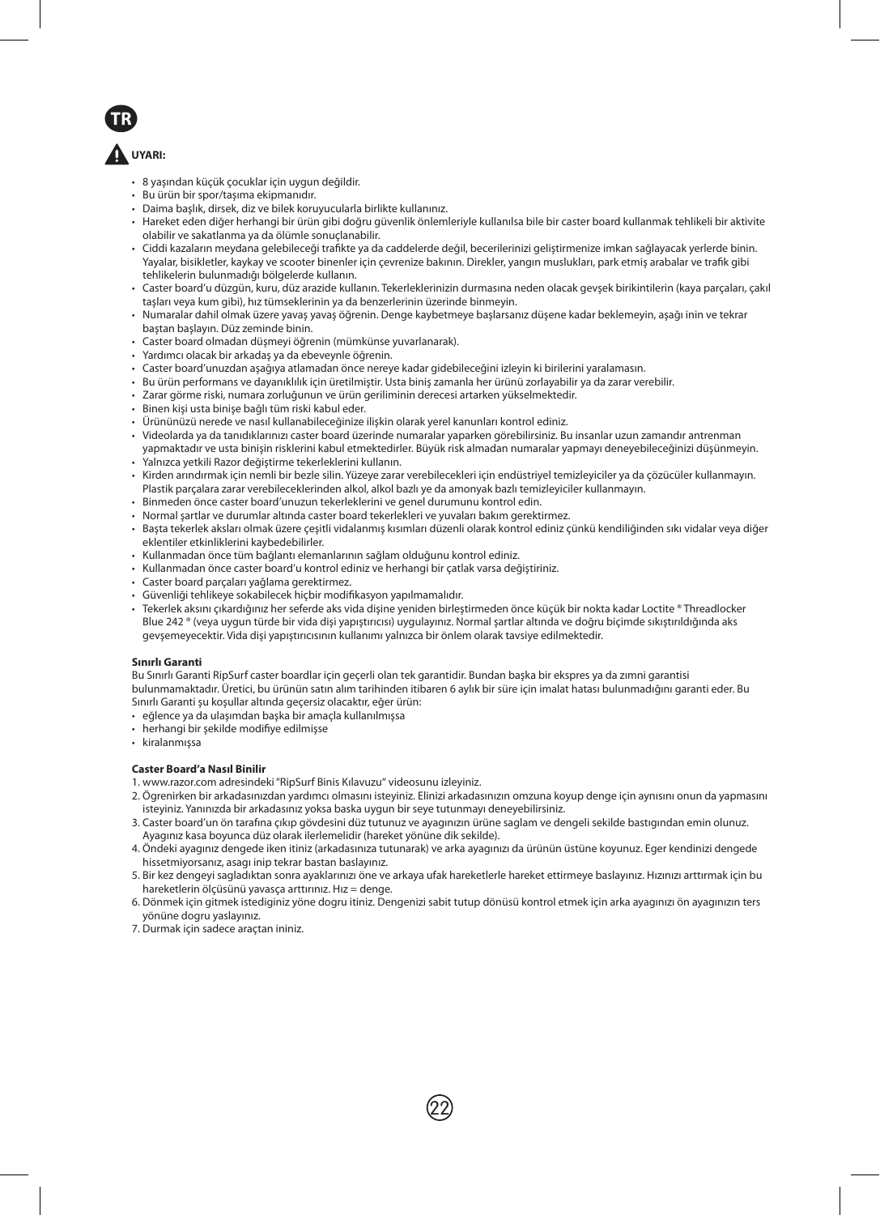**TR**

**UYARI:**

- 8 yaşından küçük çocuklar için uygun değildir.
- Bu ürün bir spor/taşıma ekipmanıdır.
- Daima başlık, dirsek, diz ve bilek koruyucularla birlikte kullanınız.
- Hareket eden diğer herhangi bir ürün gibi doğru güvenlik önlemleriyle kullanılsa bile bir caster board kullanmak tehlikeli bir aktivite olabilir ve sakatlanma ya da ölümle sonuçlanabilir.
- Ciddi kazaların meydana gelebileceği trafikte ya da caddelerde değil, becerilerinizi geliştirmenize imkan sağlayacak yerlerde binin. Yayalar, bisikletler, kaykay ve scooter binenler için çevrenize bakının. Direkler, yangın muslukları, park etmiş arabalar ve trafik gibi tehlikelerin bulunmadığı bölgelerde kullanın.
- Caster board'u düzgün, kuru, düz arazide kullanın. Tekerleklerinizin durmasına neden olacak gevşek birikintilerin (kaya parçaları, çakıl taşları veya kum gibi), hız tümseklerinin ya da benzerlerinin üzerinde binmeyin.
- Numaralar dahil olmak üzere yavaş yavaş öğrenin. Denge kaybetmeye başlarsanız düşene kadar beklemeyin, aşağı inin ve tekrar baştan başlayın. Düz zeminde binin.
- Caster board olmadan düşmeyi öğrenin (mümkünse yuvarlanarak).
- Yardımcı olacak bir arkadaş ya da ebeveynle öğrenin.
- Caster board'unuzdan aşağıya atlamadan önce nereye kadar gidebileceğini izleyin ki birilerini yaralamasın.
- Bu ürün performans ve dayanıklılık için üretilmiştir. Usta biniş zamanla her ürünü zorlayabilir ya da zarar verebilir.
- Zarar görme riski, numara zorluğunun ve ürün geriliminin derecesi artarken yükselmektedir.
- Binen kişi usta binişe bağlı tüm riski kabul eder.
- Ürününüzü nerede ve nasıl kullanabileceğinize ilişkin olarak yerel kanunları kontrol ediniz.
- Videolarda ya da tanıdıklarınızı caster board üzerinde numaralar yaparken görebilirsiniz. Bu insanlar uzun zamandır antrenman yapmaktadır ve usta binişin risklerini kabul etmektedirler. Büyük risk almadan numaralar yapmayı deneyebileceğinizi düşünmeyin.
- Yalnızca yetkili Razor değiştirme tekerleklerini kullanın.
- Kirden arındırmak için nemli bir bezle silin. Yüzeye zarar verebilecekleri için endüstriyel temizleyiciler ya da çözücüler kullanmayın. Plastik parçalara zarar verebileceklerinden alkol, alkol bazlı ye da amonyak bazlı temizleyiciler kullanmayın.
- Binmeden önce caster board'unuzun tekerleklerini ve genel durumunu kontrol edin.
- Normal şartlar ve durumlar altında caster board tekerlekleri ve yuvaları bakım gerektirmez.
- Başta tekerlek aksları olmak üzere çeşitli vidalanmış kısımları düzenli olarak kontrol ediniz çünkü kendiliğinden sıkı vidalar veya diğer eklentiler etkinliklerini kaybedebilirler.
- Kullanmadan önce tüm bağlantı elemanlarının sağlam olduğunu kontrol ediniz.
- Kullanmadan önce caster board'u kontrol ediniz ve herhangi bir çatlak varsa değiştiriniz.
- Caster board parçaları yağlama gerektirmez.
- Güvenliği tehlikeye sokabilecek hiçbir modifikasyon yapılmamalıdır.
- Tekerlek aksını çıkardığınız her seferde aks vida dişine yeniden birleştirmeden önce küçük bir nokta kadar Loctite ® Threadlocker Blue 242 ® (veya uygun türde bir vida dişi yapıştırıcısı) uygulayınız. Normal şartlar altında ve doğru biçimde sıkıştırıldığında aks gevşemeyecektir. Vida dişi yapıştırıcısının kullanımı yalnızca bir önlem olarak tavsiye edilmektedir.

**Sınırlı Garanti**

Bu Sınırlı Garanti RipSurf caster boardlar için geçerli olan tek garantidir. Bundan başka bir ekspres ya da zımni garantisi bulunmamaktadır. Üretici, bu ürünün satın alım tarihinden itibaren 6 aylık bir süre için imalat hatası bulunmadığını garanti eder. Bu Sınırlı Garanti şu koşullar altında geçersiz olacaktır, eğer ürün:

- eğlence ya da ulaşımdan başka bir amaçla kullanılmışsa
- herhangi bir şekilde modifiye edilmişse
- kiralanmışsa

**Caster Board'a Nasıl Binilir**

1. www.razor.com adresindeki "RipSurf Binis Kılavuzu" videosunu izleyiniz.
2. Ögrenirken bir arkadasınızdan yardımcı olmasını isteyiniz. Elinizi arkadasınızın omzuna koyup denge için aynısını onun da yapmasını isteyiniz. Yanınızda bir arkadasınız yoksa baska uygun bir seye tutunmayı deneyebilirsiniz.
3. Caster board'un ön tarafına çıkıp gövdesini düz tutunuz ve ayagınızın ürüne saglam ve dengeli sekilde bastıgından emin olunuz. Ayagınız kasa boyunca düz olarak ilerlemelidir (hareket yönüne dik sekilde).
4. Öndeki ayagınız dengede iken itiniz (arkadasınıza tutunarak) ve arka ayagınızı da ürünün üstüne koyunuz. Eger kendinizi dengede hissetmiyorsanız, asagı inip tekrar bastan baslayınız.
5. Bir kez dengeyi sagladıktan sonra ayaklarınızı öne ve arkaya ufak hareketlerle hareket ettirmeye baslayınız. Hızınızı arttırmak için bu hareketlerin ölçüsünü yavasça arttırınız. Hız = denge.
6. Dönmek için gitmek istediginiz yöne dogru itiniz. Dengenizi sabit tutup dönüsü kontrol etmek için arka ayagınızı ön ayagınızın ters yönüne dogru yaslayınız.
7. Durmak için sadece araçtan ininiz.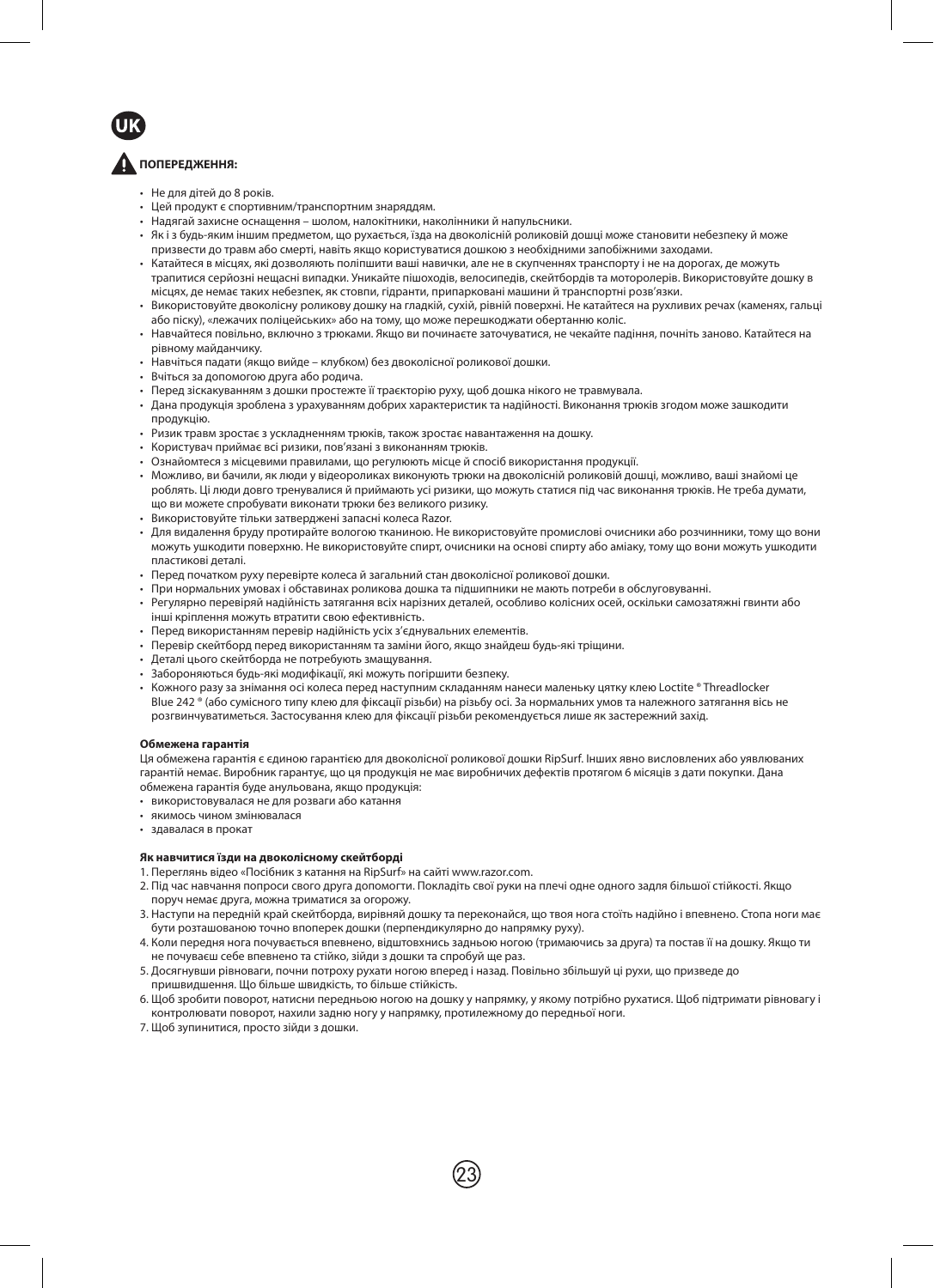**UK**

**ПОПЕРЕДЖЕННЯ:**

- Не для дітей до 8 років.
- Цей продукт є спортивним/транспортним знаряддям.
- Надягай захисне оснащення – шолом, налокітники, наколінники й напульсники.
- Як і з будь-яким іншим предметом, що рухається, їзда на двоколісній роликовій дошці може становити небезпеку й може призвести до травм або смерті, навіть якщо користуватися дошкою з необхідними запобіжними заходами.
- Катайтеся в місцях, які дозволяють поліпшити ваші навички, але не в скупченнях транспорту і не на дорогах, де можуть трапитися серйозні нещасні випадки. Уникайте пішоходів, велосипедів, скейтбордів та моторолерів. Використовуйте дошку в місцях, де немає таких небезпек, як стовпи, гідранти, припарковані машини й транспортні розв'язки.
- Використовуйте двоколісну роликову дошку на гладкій, сухій, рівній поверхні. Не катайтеся на рухливих речах (каменях, гальці або піску), «лежачих поліцейських» або на тому, що може перешкоджати обертанню коліс.
- Навчайтеся повільно, включно з трюками. Якщо ви починаєте заточуватися, не чекайте падіння, почніть заново. Катайтеся на рівному майданчику.
- Навчіться падати (якщо вийде – клубком) без двоколісної роликової дошки.
- Вчіться за допомогою друга або родича.
- Перед зіскакуванням з дошки простежте її траєкторію руху, щоб дошка нікого не травмувала.
- Дана продукція зроблена з урахуванням добрих характеристик та надійності. Виконання трюків згодом може зашкодити продукцію.
- Ризик травм зростає з ускладненням трюків, також зростає навантаження на дошку.
- Користувач приймає всі ризики, пов'язані з виконанням трюків.
- Ознайомтеся з місцевими правилами, що регулюють місце й спосіб використання продукції.
- Можливо, ви бачили, як люди у відеороликах виконують трюки на двоколісній роликовій дошці, можливо, ваші знайомі це роблять. Ці люди довго тренувалися й приймають усі ризики, що можуть статися під час виконання трюків. Не треба думати, що ви можете спробувати виконати трюки без великого ризику.
- Використовуйте тільки затверджені запасні колеса Razor.
- Для видалення бруду протирайте вологою тканиною. Не використовуйте промислові очисники або розчинники, тому що вони можуть пошкодити поверхню. Не використовуйте спирт, очисники на основі спирту або аміаку, тому що вони можуть ушкодити пластикові деталі.
- Перед початком руху перевірте колеса й загальний стан двоколісної роликової дошки.
- При нормальних умовах і обставинах роликова дошка та підшипники не мають потреби в обслуговуванні.
- Регулярно перевіряй надійність затягання всіх нарізних деталей, особливо колісних осей, оскільки самозатяжні гвинти або інші кріплення можуть втратити свою ефективність.
- Перед використанням перевір надійність усіх з'єднувальних елементів.
- Перевір скейтборд перед використанням та заміни його, якщо знайдеш будь-які тріщини.
- Деталі цього скейтборда не потребують змащування.
- Забороняються будь-які модифікації, які можуть погіршити безпеку.
- Кожного разу за знімання осі колеса перед наступним складанням нанеси маленьку цятку клею Loctite ® Threadlocker Blue 242 ® (або сумісного типу клею для фіксації різьби) на різьбу осі. За нормальних умов та належного затягання вісь не розгвинчуватиметься. Застосування клею для фіксації різьби рекомендується лише як застережний захід.

**Обмежена гарантія**

Ця обмежена гарантія є єдиною гарантією для двоколісної роликової дошки RipSurf. Інших явно висловлених або уявлюваних гарантій немає. Виробник гарантує, що ця продукція не має виробничих дефектів протягом 6 місяців з дати покупки. Дана обмежена гарантія буде анульована, якщо продукція:

- використовувалася не для розваги або катання
- якимось чином змінювалася
- здавалася в прокат

**Як навчитися їзди на двоколісному скейтборді**

1. Переглянь відео «Посібник з катання на RipSurf» на сайті www.razor.com.
2. Під час навчання попроси свого друга допомогти. Покладіть свої руки на плечі одне одного задля більшої стійкості. Якщо поруч немає друга, можна триматися за огорожу.
3. Наступи на передній край скейтборда, вирівняй дошку та переконайся, що твоя нога стоїть надійно і впевнено. Стопа ноги має бути розташованою точно впоперек дошки (перпендикулярно до напрямку руху).
4. Коли передня нога почувається впевнено, відштовхнись задньою ногою (тримаючись за друга) та постав її на дошку. Якщо ти не почуваєш себе впевнено та стійко, зійди з дошки та спробуй ще раз.
5. Досягнувши рівноваги, почни потроху рухати ногою вперед і назад. Повільно збільшуй ці рухи, що призведе до пришвидшення. Що більше швидкість, то більше стійкість.
6. Щоб зробити поворот, натисни передньою ногою на дошку у напрямку, у якому потрібно рухатися. Щоб підтримати рівновагу і контролювати поворот, нахили задню ногу у напрямку, протилежному до передньої ноги.
7. Щоб зупинитися, просто зійди з дошки.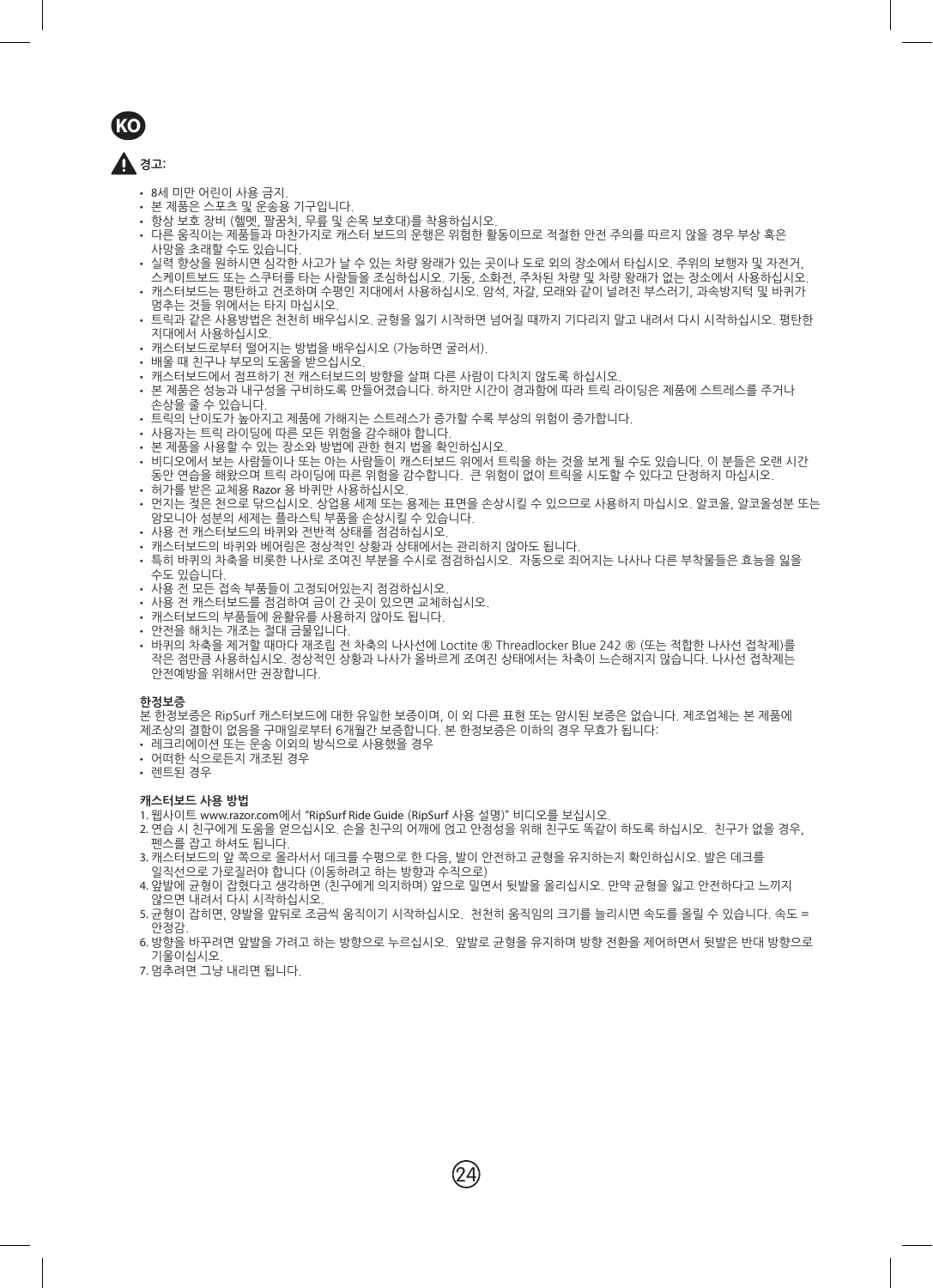**KO**

**⚠ 경고:**

- 8세 미만 어린이 사용 금지.
- 본 제품은 스포츠 및 운송용 기구입니다.
- 항상 보호 장비 (헬멧, 팔꿈치, 무릎 및 손목 보호대)를 착용하십시오.
- 다른 움직이는 제품들과 마찬가지로 캐스터 보드의 운행은 위험한 활동이므로 적절한 안전 주의를 따르지 않을 경우 부상 혹은 사망을 초래할 수도 있습니다.
- 실력 향상을 원하시면 심각한 사고가 날 수 있는 차량 왕래가 있는 곳이나 도로 외의 장소에서 타십시오. 주위의 보행자 및 자전거, 스케이트보드 또는 스쿠터를 타는 사람들을 조심하십시오. 기둥, 소화전, 주차된 차량 및 차량 왕래가 없는 장소에서 사용하십시오.
- 캐스터보드는 평탄하고 건조하며 수평인 지대에서 사용하십시오. 암석, 자갈, 모래와 같이 널려진 부스러기, 과속방지턱 및 바퀴가 멈추는 것들 위에서는 타지 마십시오.
- 트릭과 같은 사용방법은 천천히 배우십시오. 균형을 잃기 시작하면 넘어질 때까지 기다리지 말고 내려서 다시 시작하십시오. 평탄한 지대에서 사용하십시오.
- 캐스터보드로부터 떨어지는 방법을 배우십시오 (가능하면 굴러서).
- 배울 때 친구나 부모의 도움을 받으십시오.
- 캐스터보드에서 점프하기 전 캐스터보드의 방향을 살펴 다른 사람이 다치지 않도록 하십시오.
- 본 제품은 성능과 내구성을 구비하도록 만들어졌습니다. 하지만 시간이 경과함에 따라 트릭 라이딩은 제품에 스트레스를 주거나 손상을 줄 수 있습니다.
- 트릭의 난이도가 높아지고 제품에 가해지는 스트레스가 증가할 수록 부상의 위험이 증가합니다.
- 사용자는 트릭 라이딩에 따른 모든 위험을 감수해야 합니다.
- 본 제품을 사용할 수 있는 장소와 방법에 관한 현지 법을 확인하십시오.
- 비디오에서 보는 사람들이나 또는 아는 사람들이 캐스터보드 위에서 트릭을 하는 것을 보게 될 수도 있습니다. 이 분들은 오랜 시간 동안 연습을 해왔으며 트릭 라이딩에 따른 위험을 감수합니다. 큰 위험이 없이 트릭을 시도할 수 있다고 단정하지 마십시오.
- 허가를 받은 교체용 Razor 용 바퀴만 사용하십시오.
- 먼지는 젖은 천으로 닦으십시오. 상업용 세제 또는 용제는 표면을 손상시킬 수 있으므로 사용하지 마십시오. 알코올, 알코올성분 또는 암모니아 성분의 세제는 플라스틱 부품을 손상시킬 수 있습니다.
- 사용 전 캐스터보드의 바퀴와 전반적 상태를 점검하십시오.
- 캐스터보드의 바퀴와 베어링은 정상적인 상황과 상태에서는 관리하지 않아도 됩니다.
- 특히 바퀴의 차축을 비롯한 나사로 조여진 부분을 수시로 점검하십시오. 자동으로 죄어지는 나사나 다른 부착물들은 효능을 잃을 수도 있습니다.
- 사용 전 모든 접속 부품들이 고정되어있는지 점검하십시오.
- 사용 전 캐스터보드를 점검하여 금이 간 곳이 있으면 교체하십시오.
- 캐스터보드의 부품들에 윤활유를 사용하지 않아도 됩니다.
- 안전을 해치는 개조는 절대 금물입니다.
- 바퀴의 차축을 제거할 때마다 재조립 전 차축의 나사선에 Loctite ® Threadlocker Blue 242 ® (또는 적합한 나사선 접착제)를 작은 점만큼 사용하십시오. 정상적인 상황과 나사가 올바르게 조여진 상태에서는 차축이 느슨해지지 않습니다. 나사선 접착제는 안전예방을 위해서만 권장합니다.

**한정보증**

본 한정보증은 RipSurf 캐스터보드에 대한 유일한 보증이며, 이 외 다른 표현 또는 암시된 보증은 없습니다. 제조업체는 본 제품에 제조상의 결함이 없음을 구매일로부터 6개월간 보증합니다. 본 한정보증은 이하의 경우 무효가 됩니다:

- 레크리에이션 또는 운송 이외의 방식으로 사용했을 경우
- 어떠한 식으로든지 개조된 경우
- 렌트된 경우

**캐스터보드 사용 방법**

1. 웹사이트 www.razor.com에서 "RipSurf Ride Guide (RipSurf 사용 설명)" 비디오를 보십시오.
2. 연습 시 친구에게 도움을 얻으십시오. 손을 친구의 어깨에 얹고 안정성을 위해 친구도 똑같이 하도록 하십시오. 친구가 없을 경우, 펜스를 잡고 하셔도 됩니다.
3. 캐스터보드의 앞 쪽으로 올라서서 데크를 수평으로 한 다음, 발이 안전하고 균형을 유지하는지 확인하십시오. 발은 데크를 일직선으로 가로질러야 합니다 (이동하려고 하는 방향과 수직으로)
4. 앞발에 균형이 잡혔다고 생각하면 (친구에게 의지하며) 앞으로 밀면서 뒷발을 올리십시오. 만약 균형을 잃고 안전하다고 느끼지 않으면 내려서 다시 시작하십시오.
5. 균형이 잡히면, 양발을 앞뒤로 조금씩 움직이기 시작하십시오. 천천히 움직임의 크기를 늘리시면 속도를 올릴 수 있습니다. 속도 = 안정감.
6. 방향을 바꾸려면 앞발을 가려고 하는 방향으로 누르십시오. 앞발로 균형을 유지하며 방향 전환을 제어하면서 뒷발은 반대 방향으로 기울이십시오.
7. 멈추려면 그냥 내리면 됩니다.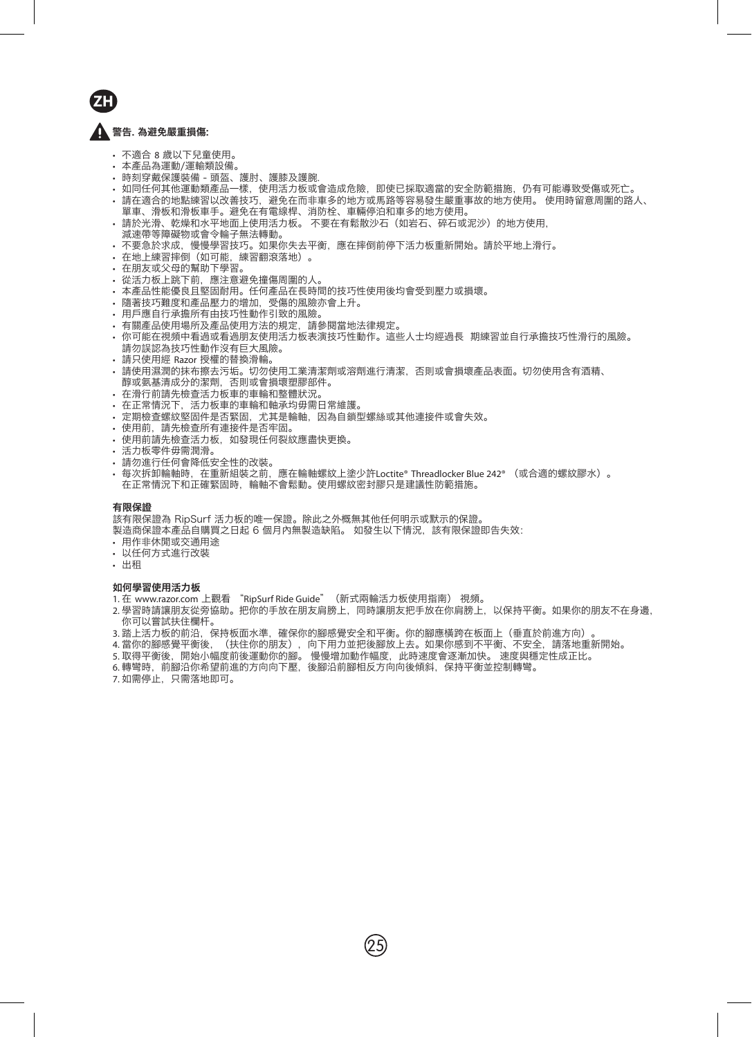ZH

## 警告. 為避免嚴重損傷:

- 不適合 8 歲以下兒童使用。
- 本產品為運動/運輸類設備。
- 時刻穿戴保護裝備 - 頭盔、護肘、護膝及護腕.
- 如同任何其他運動類產品一樣，使用活力板或會造成危險，即使已採取適當的安全防範措施，仍有可能導致受傷或死亡。
- 請在適合的地點練習以改善技巧，避免在而非車多的地方或馬路等容易發生嚴重事故的地方使用。 使用時留意周圍的路人、單車、滑板和滑板車手。避免在有電線桿、消防栓、車輛停泊和車多的地方使用。
- 請於光滑、乾燥和水平地面上使用活力板。 不要在有鬆散沙石（如岩石、碎石或泥沙）的地方使用，減速帶等障礙物或會令輪子無法轉動。
- 不要急於求成，慢慢學習技巧。如果你失去平衡，應在摔倒前停下活力板重新開始。請於平地上滑行。
- 在地上練習摔倒（如可能，練習翻滾落地）。
- 在朋友或父母的幫助下學習。
- 從活力板上跳下前，應注意避免撞傷周圍的人。
- 本產品性能優良且堅固耐用。任何產品在長時間的技巧性使用後均會受到壓力或損壞。
- 隨著技巧難度和產品壓力的增加，受傷的風險亦會上升。
- 用戶應自行承擔所有由技巧性動作引致的風險。
- 有關產品使用場所及產品使用方法的規定，請參閱當地法律規定。
- 你可能在視頻中看過或看過朋友使用活力板表演技巧性動作。這些人士均經過長 期練習並自行承擔技巧性滑行的風險。請勿誤認為技巧性動作沒有巨大風險。
- 請只使用經 Razor 授權的替換滑輪。
- 請使用濕潤的抹布擦去污垢。切勿使用工業清潔劑或溶劑進行清潔，否則或會損壞產品表面。切勿使用含有酒精、醇或氨基清成分的潔劑，否則或會損壞塑膠部件。
- 在滑行前請先檢查活力板車的車輪和整體狀況。
- 在正常情況下，活力板車的車輪和軸承均毋需日常維護。
- 定期檢查螺紋緊固件是否緊固，尤其是輪軸，因為自鎖型螺絲或其他連接件或會失效。
- 使用前，請先檢查所有連接件是否牢固。
- 使用前請先檢查活力板，如發現任何裂紋應盡快更換。
- 活力板零件毋需潤滑。
- 請勿進行任何會降低安全性的改裝。
- 每次拆卸輪軸時，在重新組裝之前，應在輪軸螺紋上塗少許Loctite® Threadlocker Blue 242® （或合適的螺紋膠水）。在正常情況下和正確緊固時，輪軸不會鬆動。使用螺紋密封膠只是建議性防範措施。

### 有限保證

該有限保證為 RipSurf 活力板的唯一保證。除此之外概無其他任何明示或默示的保證。
製造商保證本產品自購買之日起 6 個月內無製造缺陷。 如發生以下情況，該有限保證即告失效:

- 用作非休閒或交通用途
- 以任何方式進行改裝
- 出租

### 如何學習使用活力板

1. 在 www.razor.com 上觀看 “RipSurf Ride Guide” （新式兩輪活力板使用指南） 視頻。
2. 學習時請讓朋友從旁協助。把你的手放在朋友肩膀上，同時讓朋友把手放在你肩膀上，以保持平衡。如果你的朋友不在身邊，你可以嘗試扶住欄杆。
3. 踏上活力板的前沿，保持板面水準，確保你的腳感覺安全和平衡。你的腳應橫跨在板面上（垂直於前進方向）。
4. 當你的腳感覺平衡後，（扶住你的朋友），向下用力並把後腳放上去。如果你感到不平衡、不安全，請落地重新開始。
5. 取得平衡後，開始小幅度前後運動你的腳。 慢慢增加動作幅度，此時速度會逐漸加快。 速度與穩定性成正比。
6. 轉彎時，前腳沿你希望前進的方向向下壓，後腳沿前腳相反方向向後傾斜，保持平衡並控制轉彎。
7. 如需停止，只需落地即可。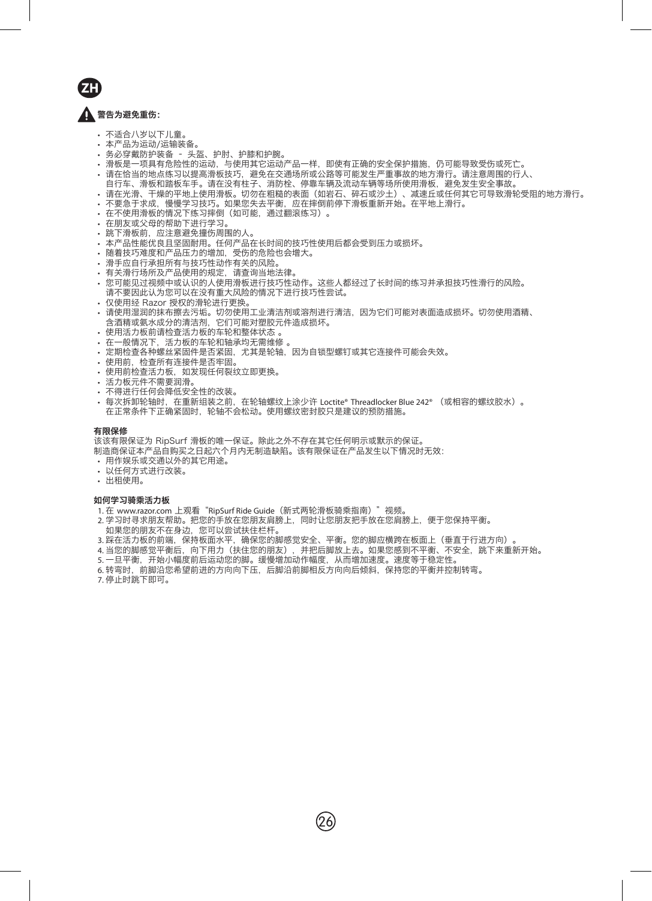**ZH**

## ⚠ 警告为避免重伤：

- 不适合八岁以下儿童。
- 本产品为运动/运输装备。
- 务必穿戴防护装备 － 头盔、护肘、护膝和护腕。
- 滑板是一项具有危险性的运动，与使用其它运动产品一样，即使有正确的安全保护措施，仍可能导致受伤或死亡。
- 请在恰当的地点练习以提高滑板技巧，避免在交通场所或公路等可能发生严重事故的地方滑行。请注意周围的行人、自行车、滑板和踏板车手。请在没有柱子、消防栓、停靠车辆及流动车辆等场所使用滑板，避免发生安全事故。
- 请在光滑、干燥的平地上使用滑板。切勿在粗糙的表面（如岩石、碎石或沙土）、减速丘或任何其它可导致滑轮受阻的地方滑行。
- 不要急于求成，慢慢学习技巧。如果您失去平衡，应在摔倒前停下滑板重新开始。在平地上滑行。
- 在不使用滑板的情况下练习摔倒（如可能，通过翻滚练习）。
- 在朋友或父母的帮助下进行学习。
- 跳下滑板前，应注意避免撞伤周围的人。
- 本产品性能优良且坚固耐用。任何产品在长时间的技巧性使用后都会受到压力或损坏。
- 随着技巧难度和产品压力的增加，受伤的危险也会增大。
- 滑手应自行承担所有与技巧性动作有关的风险。
- 有关滑行场所及产品使用的规定，请查询当地法律。
- 您可能见过视频中或认识的人使用滑板进行技巧性动作。这些人都经过了长时间的练习并承担技巧性滑行的风险。请不要因此认为您可以在没有重大风险的情况下进行技巧性尝试。
- 仅使用经 Razor 授权的滑轮进行更换。
- 请使用湿润的抹布擦去污垢。切勿使用工业清洁剂或溶剂进行清洁，因为它们可能对表面造成损坏。切勿使用酒精、含酒精或氨水成分的清洁剂，它们可能对塑胶元件造成损坏。
- 使用活力板前请检查活力板的车轮和整体状态 。
- 在一般情况下，活力板的车轮和轴承均无需维修 。
- 定期检查各种螺丝紧固件是否紧固，尤其是轮轴，因为自锁型螺钉或其它连接件可能会失效。
- 使用前，检查所有连接件是否牢固。
- 使用前检查活力板，如发现任何裂纹立即更换。
- 活力板元件不需要润滑。
- 不得进行任何会降低安全性的改装。
- 每次拆卸轮轴时，在重新组装之前，在轮轴螺纹上涂少许 Loctite® Threadlocker Blue 242® （或相容的螺纹胶水）。在正常条件下正确紧固时，轮轴不会松动。使用螺纹密封胶只是建议的预防措施。

### 有限保修

该该有限保证为 RipSurf 滑板的唯一保证。除此之外不存在其它任何明示或默示的保证。
制造商保证本产品自购买之日起六个月内无制造缺陷。该有限保证在产品发生以下情况时无效：

- 用作娱乐或交通以外的其它用途。
- 以任何方式进行改装。
- 出租使用。

### 如何学习骑乘活力板

1. 在 www.razor.com 上观看“RipSurf Ride Guide（新式两轮滑板骑乘指南）”视频。
2. 学习时寻求朋友帮助。把您的手放在您朋友肩膀上，同时让您朋友把手放在您肩膀上，便于您保持平衡。如果您的朋友不在身边，您可以尝试扶住栏杆。
3. 踩在活力板的前端，保持板面水平，确保您的脚感觉安全、平衡。您的脚应横跨在板面上（垂直于行进方向）。
4. 当您的脚感觉平衡后，向下用力（扶住您的朋友），并把后脚放上去。如果您感到不平衡、不安全，跳下来重新开始。
5. 一旦平衡，开始小幅度前后运动您的脚。缓慢增加动作幅度，从而增加速度。速度等于稳定性。
6. 转弯时，前脚沿您希望前进的方向向下压，后脚沿前脚相反方向向后倾斜，保持您的平衡并控制转弯。
7. 停止时跳下即可。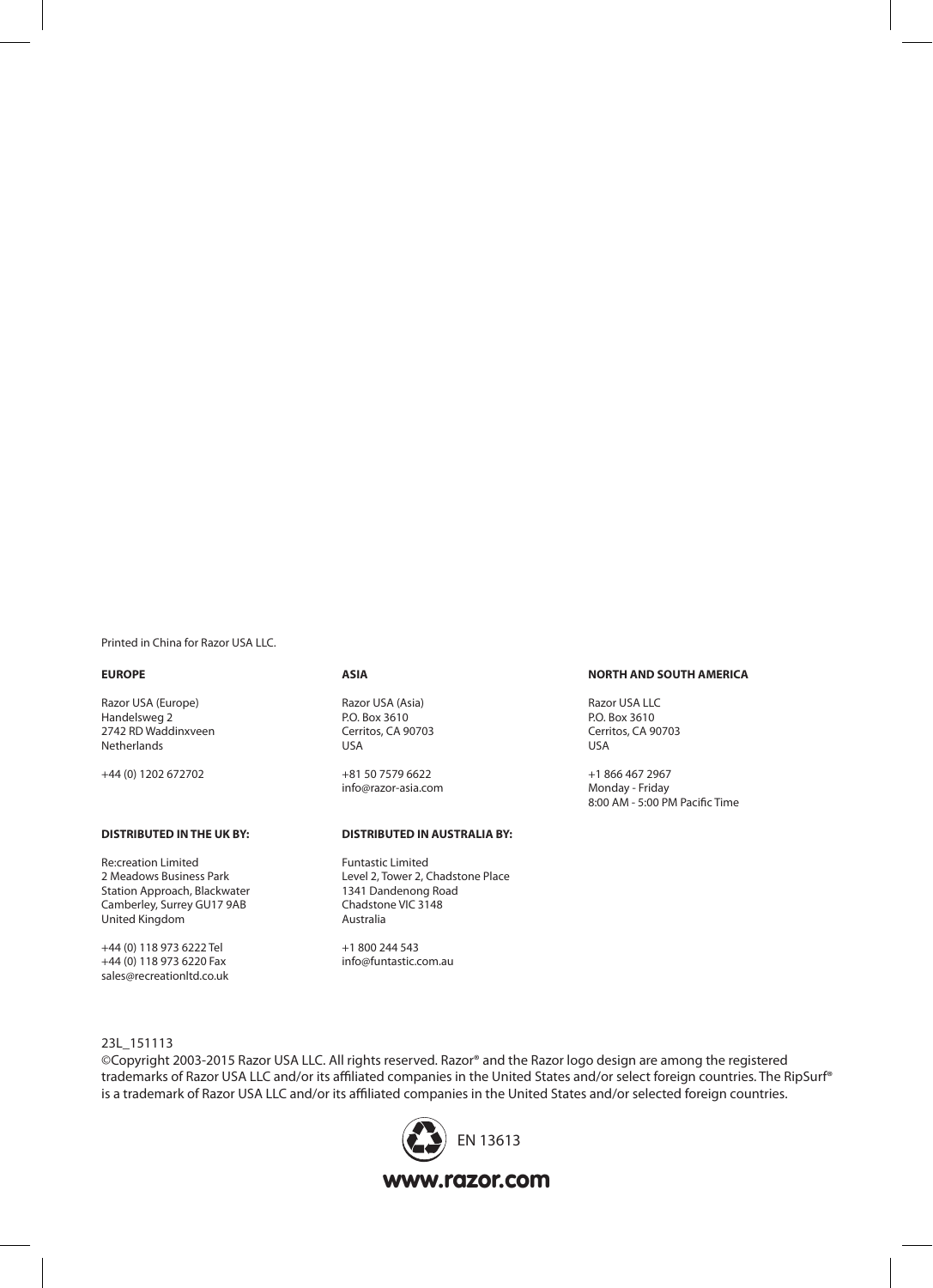Printed in China for Razor USA LLC.

**EUROPE**

Razor USA (Europe)
Handelsweg 2
2742 RD Waddinxveen
Netherlands

+44 (0) 1202 672702

**ASIA**

Razor USA (Asia)
P.O. Box 3610
Cerritos, CA 90703
USA

+81 50 7579 6622
info@razor-asia.com

**NORTH AND SOUTH AMERICA**

Razor USA LLC
P.O. Box 3610
Cerritos, CA 90703
USA

+1 866 467 2967
Monday - Friday
8:00 AM - 5:00 PM Pacific Time

**DISTRIBUTED IN THE UK BY:**

Re:creation Limited
2 Meadows Business Park
Station Approach, Blackwater
Camberley, Surrey GU17 9AB
United Kingdom

+44 (0) 118 973 6222 Tel
+44 (0) 118 973 6220 Fax
sales@recreationltd.co.uk

**DISTRIBUTED IN AUSTRALIA BY:**

Funtastic Limited
Level 2, Tower 2, Chadstone Place
1341 Dandenong Road
Chadstone VIC 3148
Australia

+1 800 244 543
info@funtastic.com.au

23L_151113

©Copyright 2003-2015 Razor USA LLC. All rights reserved. Razor® and the Razor logo design are among the registered trademarks of Razor USA LLC and/or its affiliated companies in the United States and/or select foreign countries. The RipSurf® is a trademark of Razor USA LLC and/or its affiliated companies in the United States and/or selected foreign countries.

EN 13613

**www.razor.com**